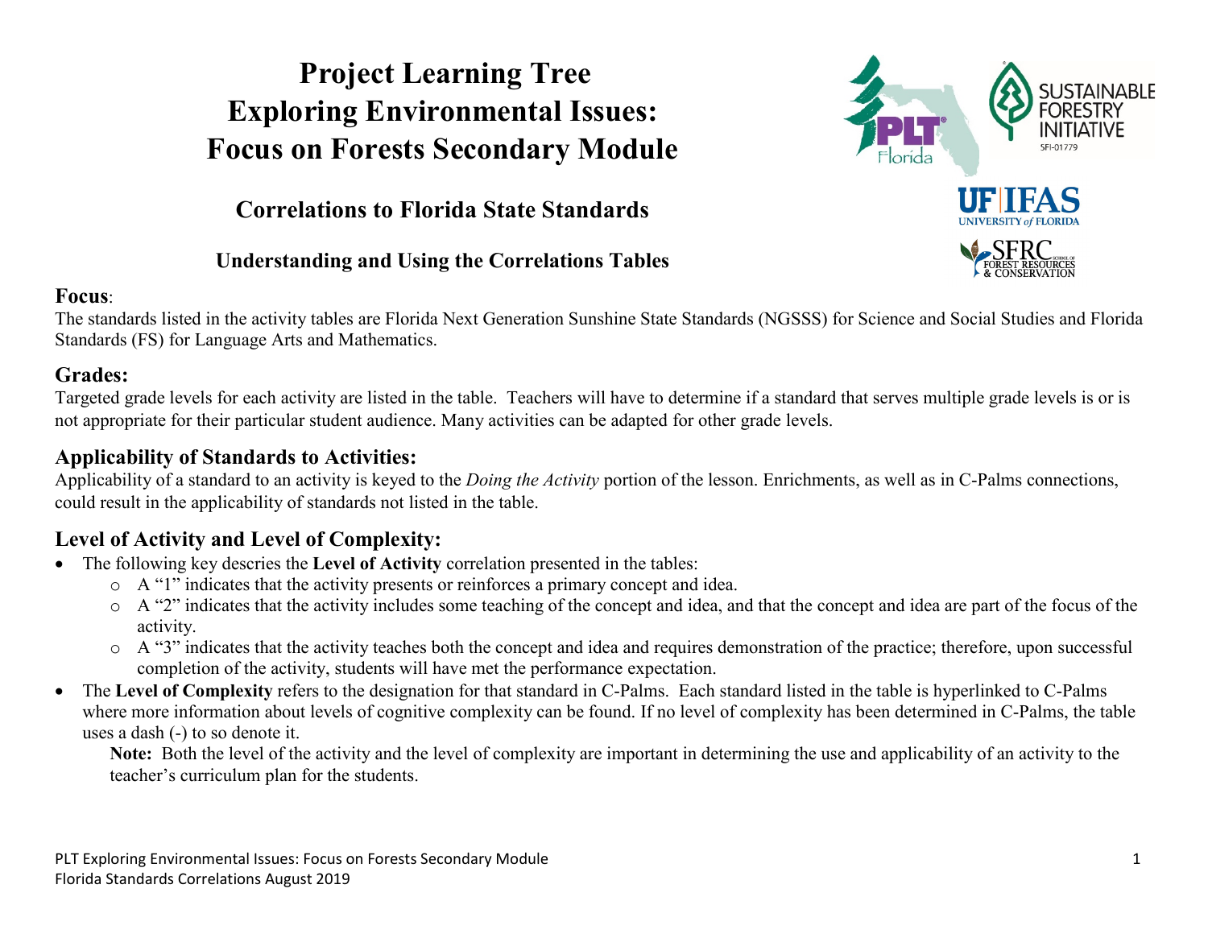# Project Learning Tree
# Exploring Environmental Issues:
# Focus on Forests Secondary Module

## Correlations to Florida State Standards

### Understanding and Using the Correlations Tables

## Focus:

The standards listed in the activity tables are Florida Next Generation Sunshine State Standards (NGSSS) for Science and Social Studies and Florida Standards (FS) for Language Arts and Mathematics.

## Grades:

Targeted grade levels for each activity are listed in the table. Teachers will have to determine if a standard that serves multiple grade levels is or is not appropriate for their particular student audience. Many activities can be adapted for other grade levels.

## Applicability of Standards to Activities:

Applicability of a standard to an activity is keyed to the *Doing the Activity* portion of the lesson. Enrichments, as well as in C-Palms connections, could result in the applicability of standards not listed in the table.

## Level of Activity and Level of Complexity:

- The following key descries the **Level of Activity** correlation presented in the tables:
  - A "1" indicates that the activity presents or reinforces a primary concept and idea.
  - A "2" indicates that the activity includes some teaching of the concept and idea, and that the concept and idea are part of the focus of the activity.
  - A "3" indicates that the activity teaches both the concept and idea and requires demonstration of the practice; therefore, upon successful completion of the activity, students will have met the performance expectation.
- The **Level of Complexity** refers to the designation for that standard in C-Palms. Each standard listed in the table is hyperlinked to C-Palms where more information about levels of cognitive complexity can be found. If no level of complexity has been determined in C-Palms, the table uses a dash (-) to so denote it.

  **Note:** Both the level of the activity and the level of complexity are important in determining the use and applicability of an activity to the teacher's curriculum plan for the students.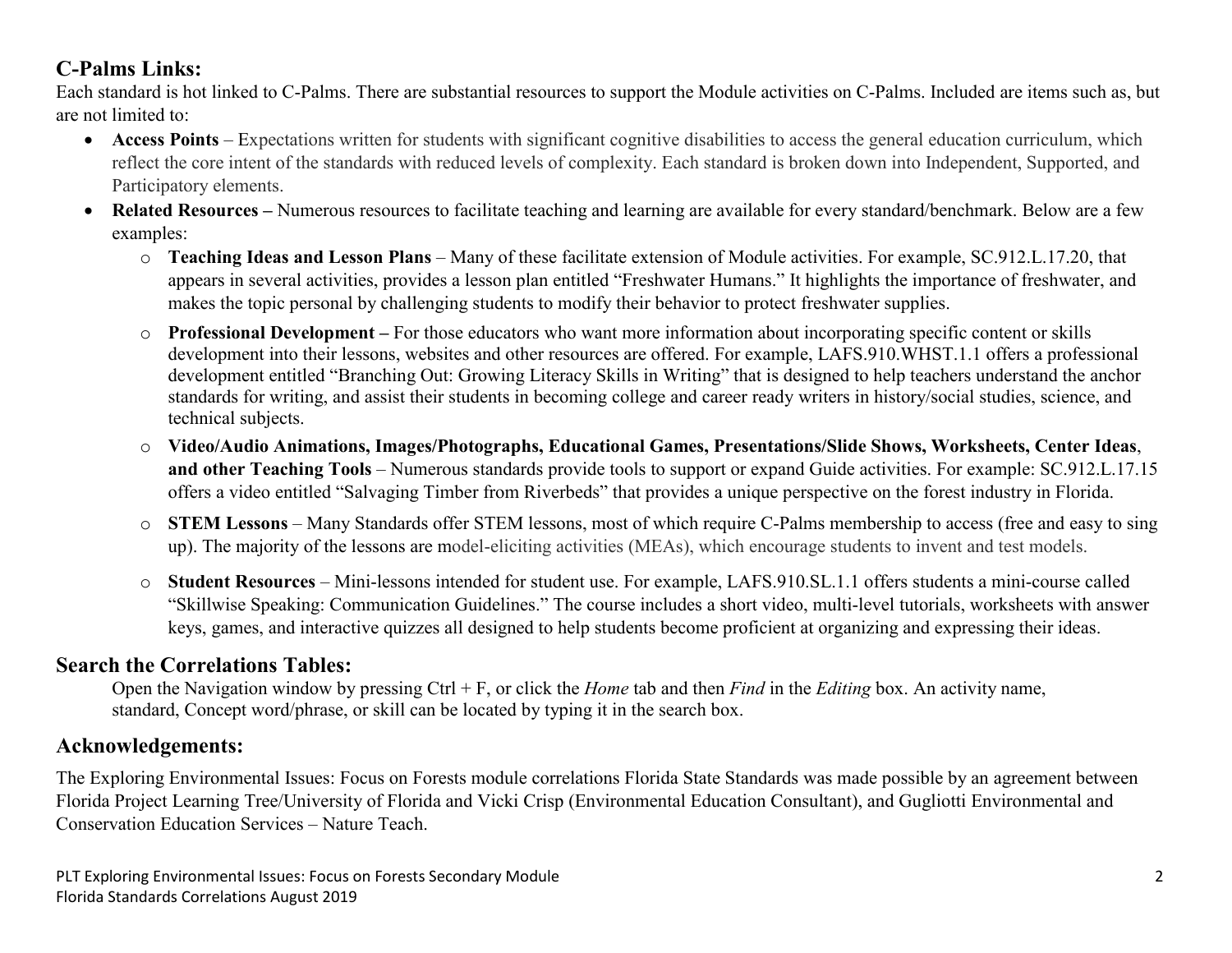## C-Palms Links:

Each standard is hot linked to C-Palms. There are substantial resources to support the Module activities on C-Palms. Included are items such as, but are not limited to:

- **Access Points** – Expectations written for students with significant cognitive disabilities to access the general education curriculum, which reflect the core intent of the standards with reduced levels of complexity. Each standard is broken down into Independent, Supported, and Participatory elements.
- **Related Resources –** Numerous resources to facilitate teaching and learning are available for every standard/benchmark. Below are a few examples:
  - **Teaching Ideas and Lesson Plans** – Many of these facilitate extension of Module activities. For example, SC.912.L.17.20, that appears in several activities, provides a lesson plan entitled "Freshwater Humans." It highlights the importance of freshwater, and makes the topic personal by challenging students to modify their behavior to protect freshwater supplies.
  - **Professional Development –** For those educators who want more information about incorporating specific content or skills development into their lessons, websites and other resources are offered. For example, LAFS.910.WHST.1.1 offers a professional development entitled "Branching Out: Growing Literacy Skills in Writing" that is designed to help teachers understand the anchor standards for writing, and assist their students in becoming college and career ready writers in history/social studies, science, and technical subjects.
  - **Video/Audio Animations, Images/Photographs, Educational Games, Presentations/Slide Shows, Worksheets, Center Ideas**, **and other Teaching Tools** – Numerous standards provide tools to support or expand Guide activities. For example: SC.912.L.17.15 offers a video entitled "Salvaging Timber from Riverbeds" that provides a unique perspective on the forest industry in Florida.
  - **STEM Lessons** – Many Standards offer STEM lessons, most of which require C-Palms membership to access (free and easy to sing up). The majority of the lessons are model-eliciting activities (MEAs), which encourage students to invent and test models.
  - **Student Resources** – Mini-lessons intended for student use. For example, LAFS.910.SL.1.1 offers students a mini-course called "Skillwise Speaking: Communication Guidelines." The course includes a short video, multi-level tutorials, worksheets with answer keys, games, and interactive quizzes all designed to help students become proficient at organizing and expressing their ideas.

## Search the Correlations Tables:

Open the Navigation window by pressing Ctrl + F, or click the *Home* tab and then *Find* in the *Editing* box. An activity name, standard, Concept word/phrase, or skill can be located by typing it in the search box.

## Acknowledgements:

The Exploring Environmental Issues: Focus on Forests module correlations Florida State Standards was made possible by an agreement between Florida Project Learning Tree/University of Florida and Vicki Crisp (Environmental Education Consultant), and Gugliotti Environmental and Conservation Education Services – Nature Teach.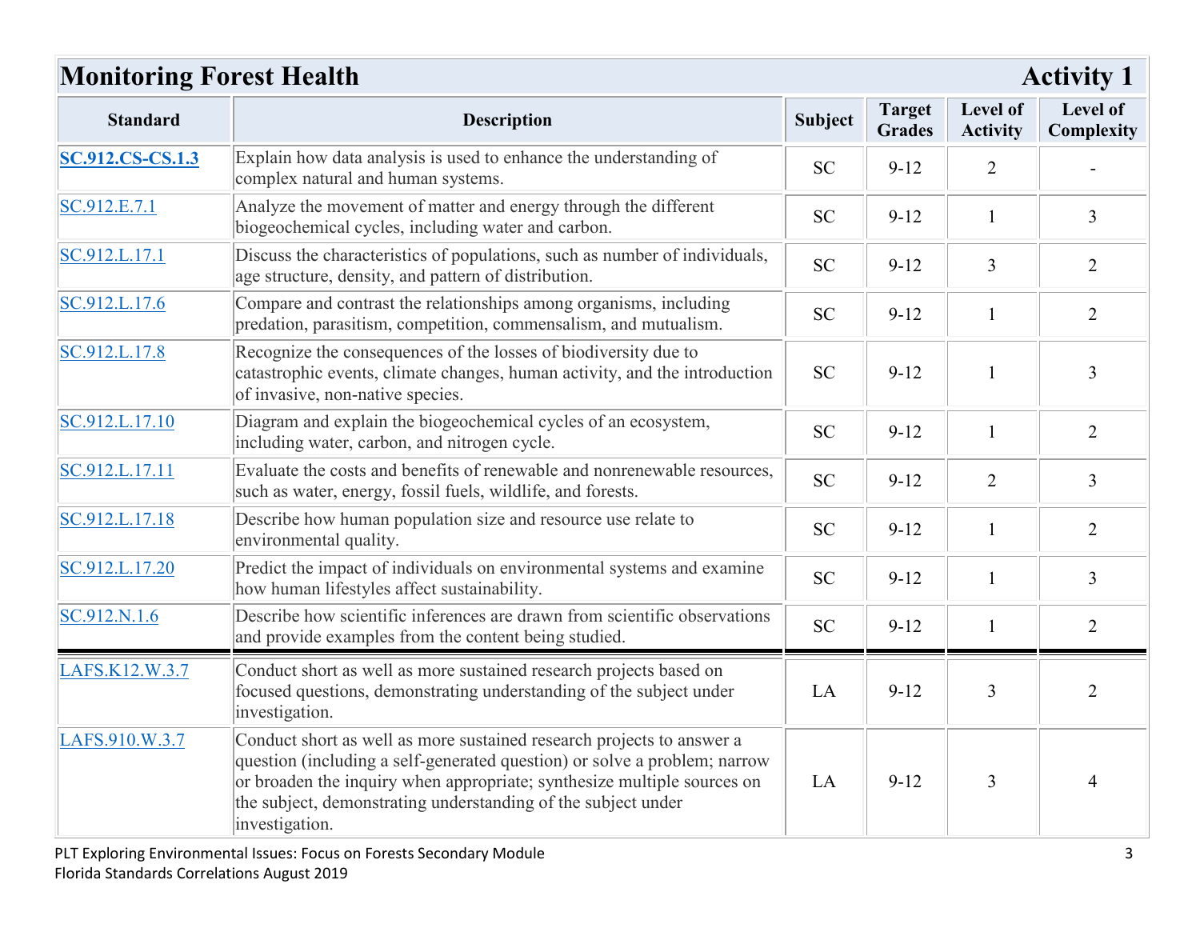## Monitoring Forest Health — Activity 1

| Standard | Description | Subject | Target Grades | Level of Activity | Level of Complexity |
|---|---|---|---|---|---|
| **SC.912.CS-CS.1.3** | Explain how data analysis is used to enhance the understanding of complex natural and human systems. | SC | 9-12 | 2 | - |
| SC.912.E.7.1 | Analyze the movement of matter and energy through the different biogeochemical cycles, including water and carbon. | SC | 9-12 | 1 | 3 |
| SC.912.L.17.1 | Discuss the characteristics of populations, such as number of individuals, age structure, density, and pattern of distribution. | SC | 9-12 | 3 | 2 |
| SC.912.L.17.6 | Compare and contrast the relationships among organisms, including predation, parasitism, competition, commensalism, and mutualism. | SC | 9-12 | 1 | 2 |
| SC.912.L.17.8 | Recognize the consequences of the losses of biodiversity due to catastrophic events, climate changes, human activity, and the introduction of invasive, non-native species. | SC | 9-12 | 1 | 3 |
| SC.912.L.17.10 | Diagram and explain the biogeochemical cycles of an ecosystem, including water, carbon, and nitrogen cycle. | SC | 9-12 | 1 | 2 |
| SC.912.L.17.11 | Evaluate the costs and benefits of renewable and nonrenewable resources, such as water, energy, fossil fuels, wildlife, and forests. | SC | 9-12 | 2 | 3 |
| SC.912.L.17.18 | Describe how human population size and resource use relate to environmental quality. | SC | 9-12 | 1 | 2 |
| SC.912.L.17.20 | Predict the impact of individuals on environmental systems and examine how human lifestyles affect sustainability. | SC | 9-12 | 1 | 3 |
| SC.912.N.1.6 | Describe how scientific inferences are drawn from scientific observations and provide examples from the content being studied. | SC | 9-12 | 1 | 2 |
| LAFS.K12.W.3.7 | Conduct short as well as more sustained research projects based on focused questions, demonstrating understanding of the subject under investigation. | LA | 9-12 | 3 | 2 |
| LAFS.910.W.3.7 | Conduct short as well as more sustained research projects to answer a question (including a self-generated question) or solve a problem; narrow or broaden the inquiry when appropriate; synthesize multiple sources on the subject, demonstrating understanding of the subject under investigation. | LA | 9-12 | 3 | 4 |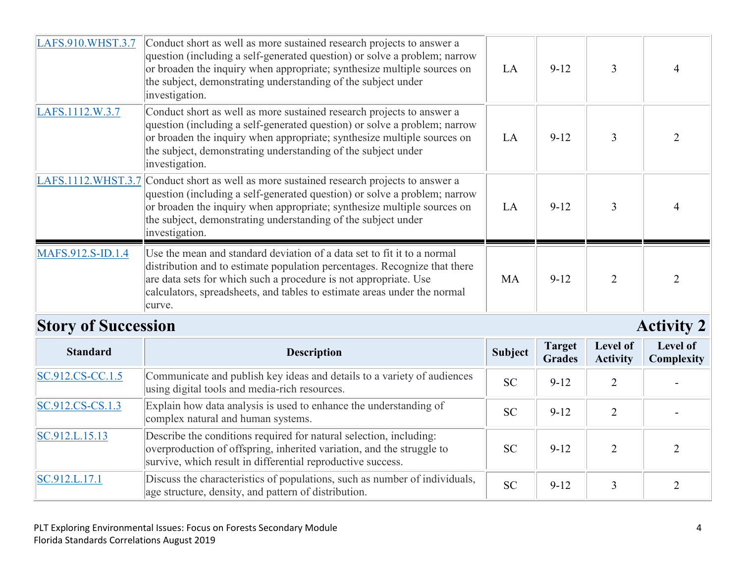| | | | | | |
|---|---|---|---|---|---|
| LAFS.910.WHST.3.7 | Conduct short as well as more sustained research projects to answer a question (including a self-generated question) or solve a problem; narrow or broaden the inquiry when appropriate; synthesize multiple sources on the subject, demonstrating understanding of the subject under investigation. | LA | 9-12 | 3 | 4 |
| LAFS.1112.W.3.7 | Conduct short as well as more sustained research projects to answer a question (including a self-generated question) or solve a problem; narrow or broaden the inquiry when appropriate; synthesize multiple sources on the subject, demonstrating understanding of the subject under investigation. | LA | 9-12 | 3 | 2 |
| LAFS.1112.WHST.3.7 | Conduct short as well as more sustained research projects to answer a question (including a self-generated question) or solve a problem; narrow or broaden the inquiry when appropriate; synthesize multiple sources on the subject, demonstrating understanding of the subject under investigation. | LA | 9-12 | 3 | 4 |
| MAFS.912.S-ID.1.4 | Use the mean and standard deviation of a data set to fit it to a normal distribution and to estimate population percentages. Recognize that there are data sets for which such a procedure is not appropriate. Use calculators, spreadsheets, and tables to estimate areas under the normal curve. | MA | 9-12 | 2 | 2 |

## Story of Succession — Activity 2

| Standard | Description | Subject | Target Grades | Level of Activity | Level of Complexity |
|---|---|---|---|---|---|
| SC.912.CS-CC.1.5 | Communicate and publish key ideas and details to a variety of audiences using digital tools and media-rich resources. | SC | 9-12 | 2 | - |
| SC.912.CS-CS.1.3 | Explain how data analysis is used to enhance the understanding of complex natural and human systems. | SC | 9-12 | 2 | - |
| SC.912.L.15.13 | Describe the conditions required for natural selection, including: overproduction of offspring, inherited variation, and the struggle to survive, which result in differential reproductive success. | SC | 9-12 | 2 | 2 |
| SC.912.L.17.1 | Discuss the characteristics of populations, such as number of individuals, age structure, density, and pattern of distribution. | SC | 9-12 | 3 | 2 |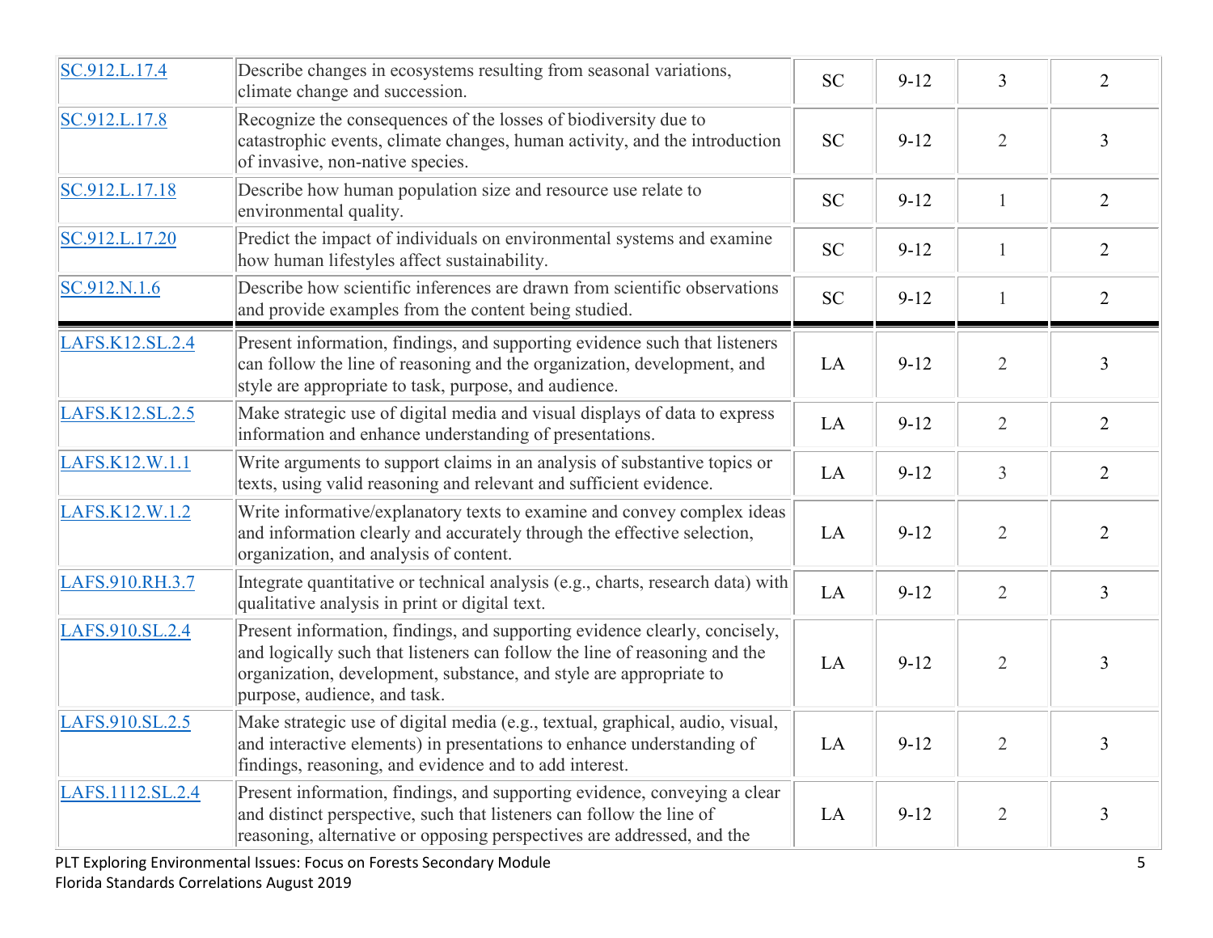| | | | | | |
|---|---|---|---|---|---|
| SC.912.L.17.4 | Describe changes in ecosystems resulting from seasonal variations, climate change and succession. | SC | 9-12 | 3 | 2 |
| SC.912.L.17.8 | Recognize the consequences of the losses of biodiversity due to catastrophic events, climate changes, human activity, and the introduction of invasive, non-native species. | SC | 9-12 | 2 | 3 |
| SC.912.L.17.18 | Describe how human population size and resource use relate to environmental quality. | SC | 9-12 | 1 | 2 |
| SC.912.L.17.20 | Predict the impact of individuals on environmental systems and examine how human lifestyles affect sustainability. | SC | 9-12 | 1 | 2 |
| SC.912.N.1.6 | Describe how scientific inferences are drawn from scientific observations and provide examples from the content being studied. | SC | 9-12 | 1 | 2 |
| LAFS.K12.SL.2.4 | Present information, findings, and supporting evidence such that listeners can follow the line of reasoning and the organization, development, and style are appropriate to task, purpose, and audience. | LA | 9-12 | 2 | 3 |
| LAFS.K12.SL.2.5 | Make strategic use of digital media and visual displays of data to express information and enhance understanding of presentations. | LA | 9-12 | 2 | 2 |
| LAFS.K12.W.1.1 | Write arguments to support claims in an analysis of substantive topics or texts, using valid reasoning and relevant and sufficient evidence. | LA | 9-12 | 3 | 2 |
| LAFS.K12.W.1.2 | Write informative/explanatory texts to examine and convey complex ideas and information clearly and accurately through the effective selection, organization, and analysis of content. | LA | 9-12 | 2 | 2 |
| LAFS.910.RH.3.7 | Integrate quantitative or technical analysis (e.g., charts, research data) with qualitative analysis in print or digital text. | LA | 9-12 | 2 | 3 |
| LAFS.910.SL.2.4 | Present information, findings, and supporting evidence clearly, concisely, and logically such that listeners can follow the line of reasoning and the organization, development, substance, and style are appropriate to purpose, audience, and task. | LA | 9-12 | 2 | 3 |
| LAFS.910.SL.2.5 | Make strategic use of digital media (e.g., textual, graphical, audio, visual, and interactive elements) in presentations to enhance understanding of findings, reasoning, and evidence and to add interest. | LA | 9-12 | 2 | 3 |
| LAFS.1112.SL.2.4 | Present information, findings, and supporting evidence, conveying a clear and distinct perspective, such that listeners can follow the line of reasoning, alternative or opposing perspectives are addressed, and the | LA | 9-12 | 2 | 3 |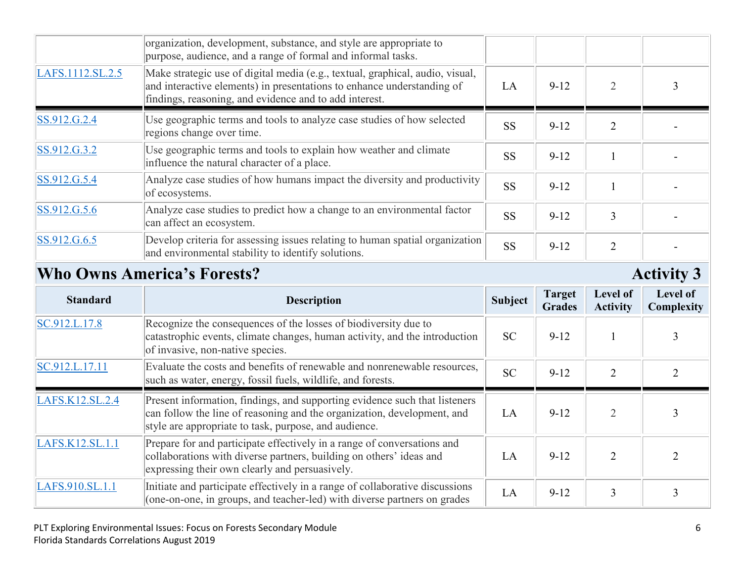| Standard | Description | Subject | Target Grades | Level of Activity | Level of Complexity |
|---|---|---|---|---|---|
| | organization, development, substance, and style are appropriate to purpose, audience, and a range of formal and informal tasks. | | | | |
| LAFS.1112.SL.2.5 | Make strategic use of digital media (e.g., textual, graphical, audio, visual, and interactive elements) in presentations to enhance understanding of findings, reasoning, and evidence and to add interest. | LA | 9-12 | 2 | 3 |
| SS.912.G.2.4 | Use geographic terms and tools to analyze case studies of how selected regions change over time. | SS | 9-12 | 2 | - |
| SS.912.G.3.2 | Use geographic terms and tools to explain how weather and climate influence the natural character of a place. | SS | 9-12 | 1 | - |
| SS.912.G.5.4 | Analyze case studies of how humans impact the diversity and productivity of ecosystems. | SS | 9-12 | 1 | - |
| SS.912.G.5.6 | Analyze case studies to predict how a change to an environmental factor can affect an ecosystem. | SS | 9-12 | 3 | - |
| SS.912.G.6.5 | Develop criteria for assessing issues relating to human spatial organization and environmental stability to identify solutions. | SS | 9-12 | 2 | - |

## Who Owns America's Forests? — Activity 3

| Standard | Description | Subject | Target Grades | Level of Activity | Level of Complexity |
|---|---|---|---|---|---|
| SC.912.L.17.8 | Recognize the consequences of the losses of biodiversity due to catastrophic events, climate changes, human activity, and the introduction of invasive, non-native species. | SC | 9-12 | 1 | 3 |
| SC.912.L.17.11 | Evaluate the costs and benefits of renewable and nonrenewable resources, such as water, energy, fossil fuels, wildlife, and forests. | SC | 9-12 | 2 | 2 |
| LAFS.K12.SL.2.4 | Present information, findings, and supporting evidence such that listeners can follow the line of reasoning and the organization, development, and style are appropriate to task, purpose, and audience. | LA | 9-12 | 2 | 3 |
| LAFS.K12.SL.1.1 | Prepare for and participate effectively in a range of conversations and collaborations with diverse partners, building on others' ideas and expressing their own clearly and persuasively. | LA | 9-12 | 2 | 2 |
| LAFS.910.SL.1.1 | Initiate and participate effectively in a range of collaborative discussions (one-on-one, in groups, and teacher-led) with diverse partners on grades | LA | 9-12 | 3 | 3 |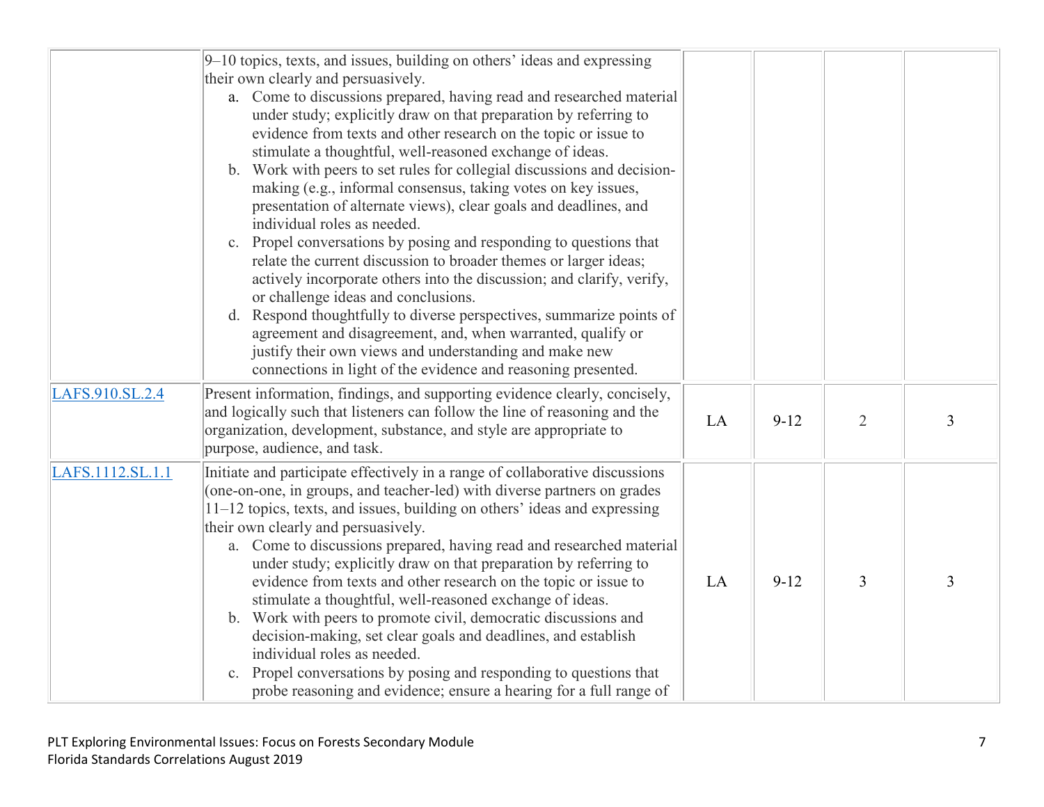| | | | | | |
|---|---|---|---|---|---|
| | 9–10 topics, texts, and issues, building on others' ideas and expressing their own clearly and persuasively.<br>a. Come to discussions prepared, having read and researched material under study; explicitly draw on that preparation by referring to evidence from texts and other research on the topic or issue to stimulate a thoughtful, well-reasoned exchange of ideas.<br>b. Work with peers to set rules for collegial discussions and decision-making (e.g., informal consensus, taking votes on key issues, presentation of alternate views), clear goals and deadlines, and individual roles as needed.<br>c. Propel conversations by posing and responding to questions that relate the current discussion to broader themes or larger ideas; actively incorporate others into the discussion; and clarify, verify, or challenge ideas and conclusions.<br>d. Respond thoughtfully to diverse perspectives, summarize points of agreement and disagreement, and, when warranted, qualify or justify their own views and understanding and make new connections in light of the evidence and reasoning presented. | | | | |
| LAFS.910.SL.2.4 | Present information, findings, and supporting evidence clearly, concisely, and logically such that listeners can follow the line of reasoning and the organization, development, substance, and style are appropriate to purpose, audience, and task. | LA | 9-12 | 2 | 3 |
| LAFS.1112.SL.1.1 | Initiate and participate effectively in a range of collaborative discussions (one-on-one, in groups, and teacher-led) with diverse partners on grades 11–12 topics, texts, and issues, building on others' ideas and expressing their own clearly and persuasively.<br>a. Come to discussions prepared, having read and researched material under study; explicitly draw on that preparation by referring to evidence from texts and other research on the topic or issue to stimulate a thoughtful, well-reasoned exchange of ideas.<br>b. Work with peers to promote civil, democratic discussions and decision-making, set clear goals and deadlines, and establish individual roles as needed.<br>c. Propel conversations by posing and responding to questions that probe reasoning and evidence; ensure a hearing for a full range of | LA | 9-12 | 3 | 3 |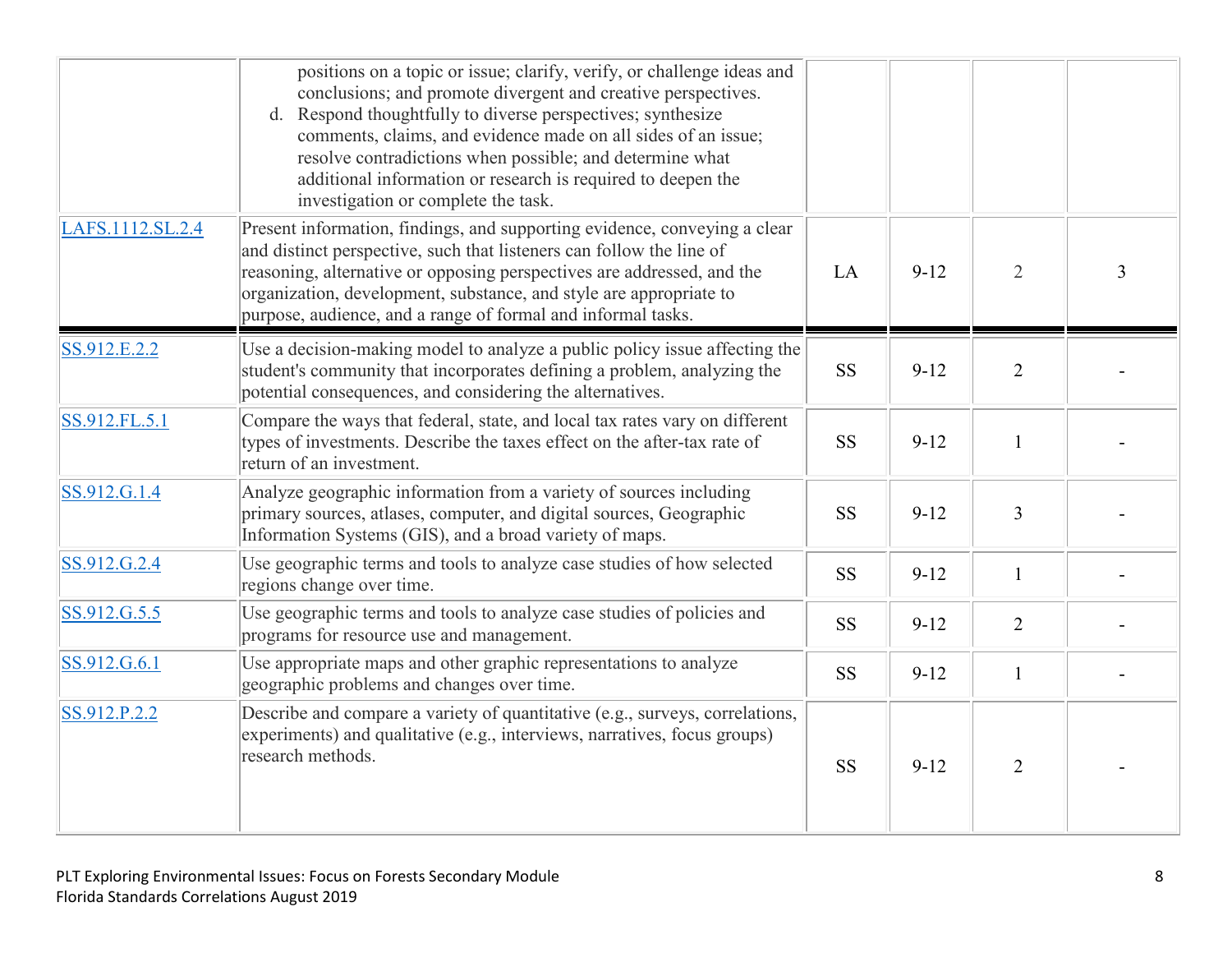| | | | | | |
|---|---|---|---|---|---|
| | positions on a topic or issue; clarify, verify, or challenge ideas and conclusions; and promote divergent and creative perspectives.<br>d. Respond thoughtfully to diverse perspectives; synthesize comments, claims, and evidence made on all sides of an issue; resolve contradictions when possible; and determine what additional information or research is required to deepen the investigation or complete the task. | | | | |
| LAFS.1112.SL.2.4 | Present information, findings, and supporting evidence, conveying a clear and distinct perspective, such that listeners can follow the line of reasoning, alternative or opposing perspectives are addressed, and the organization, development, substance, and style are appropriate to purpose, audience, and a range of formal and informal tasks. | LA | 9-12 | 2 | 3 |
| SS.912.E.2.2 | Use a decision-making model to analyze a public policy issue affecting the student's community that incorporates defining a problem, analyzing the potential consequences, and considering the alternatives. | SS | 9-12 | 2 | - |
| SS.912.FL.5.1 | Compare the ways that federal, state, and local tax rates vary on different types of investments. Describe the taxes effect on the after-tax rate of return of an investment. | SS | 9-12 | 1 | - |
| SS.912.G.1.4 | Analyze geographic information from a variety of sources including primary sources, atlases, computer, and digital sources, Geographic Information Systems (GIS), and a broad variety of maps. | SS | 9-12 | 3 | - |
| SS.912.G.2.4 | Use geographic terms and tools to analyze case studies of how selected regions change over time. | SS | 9-12 | 1 | - |
| SS.912.G.5.5 | Use geographic terms and tools to analyze case studies of policies and programs for resource use and management. | SS | 9-12 | 2 | - |
| SS.912.G.6.1 | Use appropriate maps and other graphic representations to analyze geographic problems and changes over time. | SS | 9-12 | 1 | - |
| SS.912.P.2.2 | Describe and compare a variety of quantitative (e.g., surveys, correlations, experiments) and qualitative (e.g., interviews, narratives, focus groups) research methods. | SS | 9-12 | 2 | - |

PLT Exploring Environmental Issues: Focus on Forests Secondary Module
Florida Standards Correlations August 2019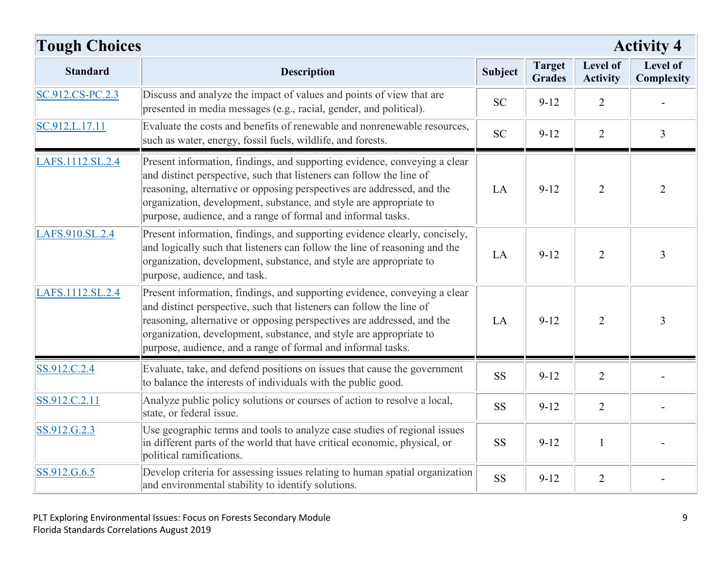## Tough Choices — Activity 4

| Standard | Description | Subject | Target Grades | Level of Activity | Level of Complexity |
|---|---|---|---|---|---|
| SC.912.CS-PC.2.3 | Discuss and analyze the impact of values and points of view that are presented in media messages (e.g., racial, gender, and political). | SC | 9-12 | 2 | - |
| SC.912.L.17.11 | Evaluate the costs and benefits of renewable and nonrenewable resources, such as water, energy, fossil fuels, wildlife, and forests. | SC | 9-12 | 2 | 3 |
| LAFS.1112.SL.2.4 | Present information, findings, and supporting evidence, conveying a clear and distinct perspective, such that listeners can follow the line of reasoning, alternative or opposing perspectives are addressed, and the organization, development, substance, and style are appropriate to purpose, audience, and a range of formal and informal tasks. | LA | 9-12 | 2 | 2 |
| LAFS.910.SL.2.4 | Present information, findings, and supporting evidence clearly, concisely, and logically such that listeners can follow the line of reasoning and the organization, development, substance, and style are appropriate to purpose, audience, and task. | LA | 9-12 | 2 | 3 |
| LAFS.1112.SL.2.4 | Present information, findings, and supporting evidence, conveying a clear and distinct perspective, such that listeners can follow the line of reasoning, alternative or opposing perspectives are addressed, and the organization, development, substance, and style are appropriate to purpose, audience, and a range of formal and informal tasks. | LA | 9-12 | 2 | 3 |
| SS.912.C.2.4 | Evaluate, take, and defend positions on issues that cause the government to balance the interests of individuals with the public good. | SS | 9-12 | 2 | - |
| SS.912.C.2.11 | Analyze public policy solutions or courses of action to resolve a local, state, or federal issue. | SS | 9-12 | 2 | - |
| SS.912.G.2.3 | Use geographic terms and tools to analyze case studies of regional issues in different parts of the world that have critical economic, physical, or political ramifications. | SS | 9-12 | 1 | - |
| SS.912.G.6.5 | Develop criteria for assessing issues relating to human spatial organization and environmental stability to identify solutions. | SS | 9-12 | 2 | - |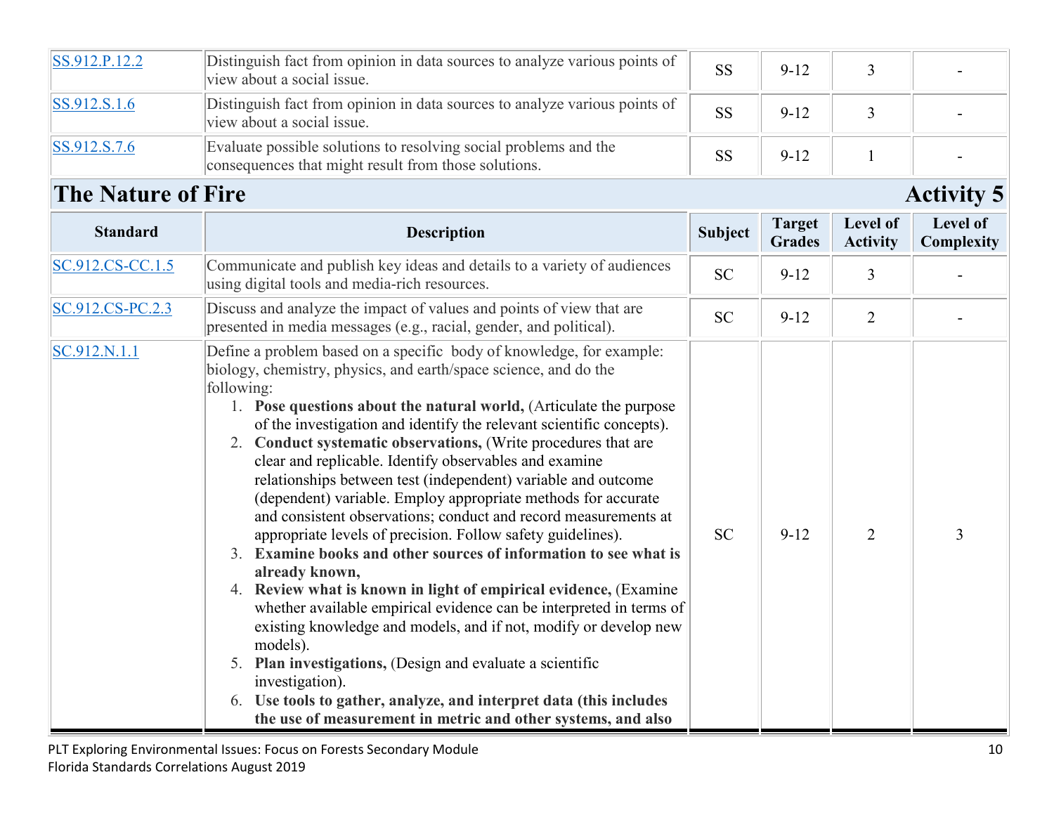| Standard | Description | Subject | Target Grades | Level of Activity | Level of Complexity |
|---|---|---|---|---|---|
| SS.912.P.12.2 | Distinguish fact from opinion in data sources to analyze various points of view about a social issue. | SS | 9-12 | 3 | - |
| SS.912.S.1.6 | Distinguish fact from opinion in data sources to analyze various points of view about a social issue. | SS | 9-12 | 3 | - |
| SS.912.S.7.6 | Evaluate possible solutions to resolving social problems and the consequences that might result from those solutions. | SS | 9-12 | 1 | - |

## The Nature of Fire — Activity 5

| Standard | Description | Subject | Target Grades | Level of Activity | Level of Complexity |
|---|---|---|---|---|---|
| SC.912.CS-CC.1.5 | Communicate and publish key ideas and details to a variety of audiences using digital tools and media-rich resources. | SC | 9-12 | 3 | - |
| SC.912.CS-PC.2.3 | Discuss and analyze the impact of values and points of view that are presented in media messages (e.g., racial, gender, and political). | SC | 9-12 | 2 | - |
| SC.912.N.1.1 | Define a problem based on a specific body of knowledge, for example: biology, chemistry, physics, and earth/space science, and do the following:<br>1. **Pose questions about the natural world,** (Articulate the purpose of the investigation and identify the relevant scientific concepts).<br>2. **Conduct systematic observations,** (Write procedures that are clear and replicable. Identify observables and examine relationships between test (independent) variable and outcome (dependent) variable. Employ appropriate methods for accurate and consistent observations; conduct and record measurements at appropriate levels of precision. Follow safety guidelines).<br>3. **Examine books and other sources of information to see what is already known,**<br>4. **Review what is known in light of empirical evidence,** (Examine whether available empirical evidence can be interpreted in terms of existing knowledge and models, and if not, modify or develop new models).<br>5. **Plan investigations,** (Design and evaluate a scientific investigation).<br>6. **Use tools to gather, analyze, and interpret data (this includes the use of measurement in metric and other systems, and also** | SC | 9-12 | 2 | 3 |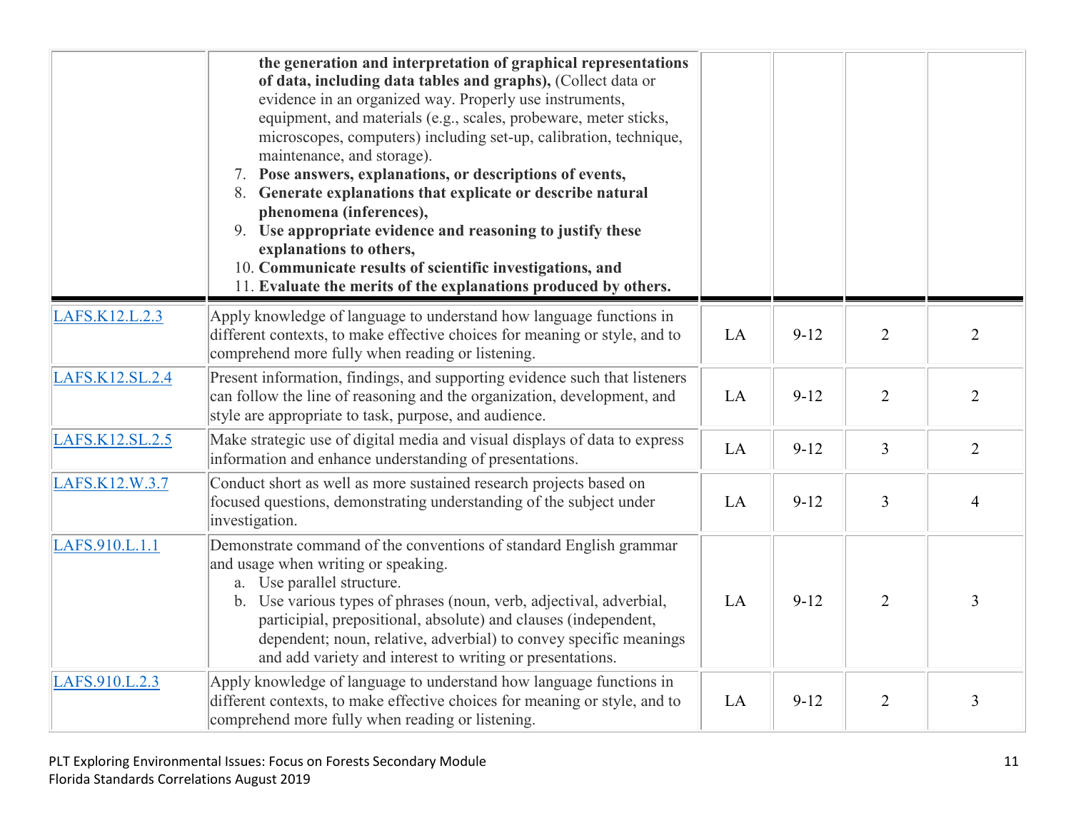| | | | | | |
|---|---|---|---|---|---|
| | **the generation and interpretation of graphical representations of data, including data tables and graphs),** (Collect data or evidence in an organized way. Properly use instruments, equipment, and materials (e.g., scales, probeware, meter sticks, microscopes, computers) including set-up, calibration, technique, maintenance, and storage).<br>7. **Pose answers, explanations, or descriptions of events,**<br>8. **Generate explanations that explicate or describe natural phenomena (inferences),**<br>9. **Use appropriate evidence and reasoning to justify these explanations to others,**<br>10. **Communicate results of scientific investigations, and**<br>11. **Evaluate the merits of the explanations produced by others.** | | | | |
| LAFS.K12.L.2.3 | Apply knowledge of language to understand how language functions in different contexts, to make effective choices for meaning or style, and to comprehend more fully when reading or listening. | LA | 9-12 | 2 | 2 |
| LAFS.K12.SL.2.4 | Present information, findings, and supporting evidence such that listeners can follow the line of reasoning and the organization, development, and style are appropriate to task, purpose, and audience. | LA | 9-12 | 2 | 2 |
| LAFS.K12.SL.2.5 | Make strategic use of digital media and visual displays of data to express information and enhance understanding of presentations. | LA | 9-12 | 3 | 2 |
| LAFS.K12.W.3.7 | Conduct short as well as more sustained research projects based on focused questions, demonstrating understanding of the subject under investigation. | LA | 9-12 | 3 | 4 |
| LAFS.910.L.1.1 | Demonstrate command of the conventions of standard English grammar and usage when writing or speaking.<br>a. Use parallel structure.<br>b. Use various types of phrases (noun, verb, adjectival, adverbial, participial, prepositional, absolute) and clauses (independent, dependent; noun, relative, adverbial) to convey specific meanings and add variety and interest to writing or presentations. | LA | 9-12 | 2 | 3 |
| LAFS.910.L.2.3 | Apply knowledge of language to understand how language functions in different contexts, to make effective choices for meaning or style, and to comprehend more fully when reading or listening. | LA | 9-12 | 2 | 3 |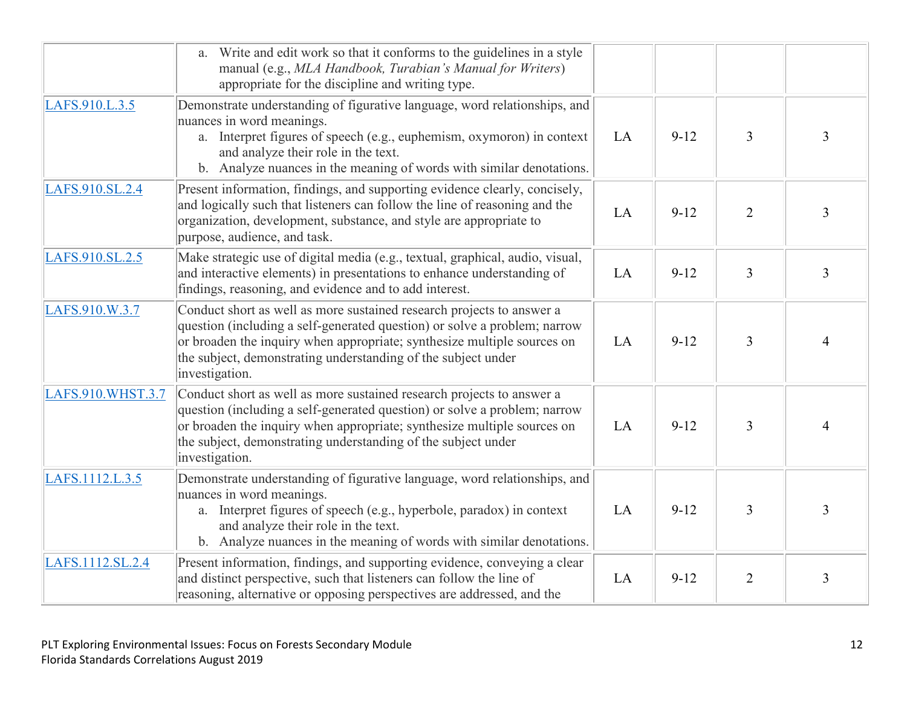| | | | | | |
|---|---|---|---|---|---|
| | a. Write and edit work so that it conforms to the guidelines in a style manual (e.g., *MLA Handbook, Turabian's Manual for Writers*) appropriate for the discipline and writing type. | | | | |
| LAFS.910.L.3.5 | Demonstrate understanding of figurative language, word relationships, and nuances in word meanings.<br>a. Interpret figures of speech (e.g., euphemism, oxymoron) in context and analyze their role in the text.<br>b. Analyze nuances in the meaning of words with similar denotations. | LA | 9-12 | 3 | 3 |
| LAFS.910.SL.2.4 | Present information, findings, and supporting evidence clearly, concisely, and logically such that listeners can follow the line of reasoning and the organization, development, substance, and style are appropriate to purpose, audience, and task. | LA | 9-12 | 2 | 3 |
| LAFS.910.SL.2.5 | Make strategic use of digital media (e.g., textual, graphical, audio, visual, and interactive elements) in presentations to enhance understanding of findings, reasoning, and evidence and to add interest. | LA | 9-12 | 3 | 3 |
| LAFS.910.W.3.7 | Conduct short as well as more sustained research projects to answer a question (including a self-generated question) or solve a problem; narrow or broaden the inquiry when appropriate; synthesize multiple sources on the subject, demonstrating understanding of the subject under investigation. | LA | 9-12 | 3 | 4 |
| LAFS.910.WHST.3.7 | Conduct short as well as more sustained research projects to answer a question (including a self-generated question) or solve a problem; narrow or broaden the inquiry when appropriate; synthesize multiple sources on the subject, demonstrating understanding of the subject under investigation. | LA | 9-12 | 3 | 4 |
| LAFS.1112.L.3.5 | Demonstrate understanding of figurative language, word relationships, and nuances in word meanings.<br>a. Interpret figures of speech (e.g., hyperbole, paradox) in context and analyze their role in the text.<br>b. Analyze nuances in the meaning of words with similar denotations. | LA | 9-12 | 3 | 3 |
| LAFS.1112.SL.2.4 | Present information, findings, and supporting evidence, conveying a clear and distinct perspective, such that listeners can follow the line of reasoning, alternative or opposing perspectives are addressed, and the | LA | 9-12 | 2 | 3 |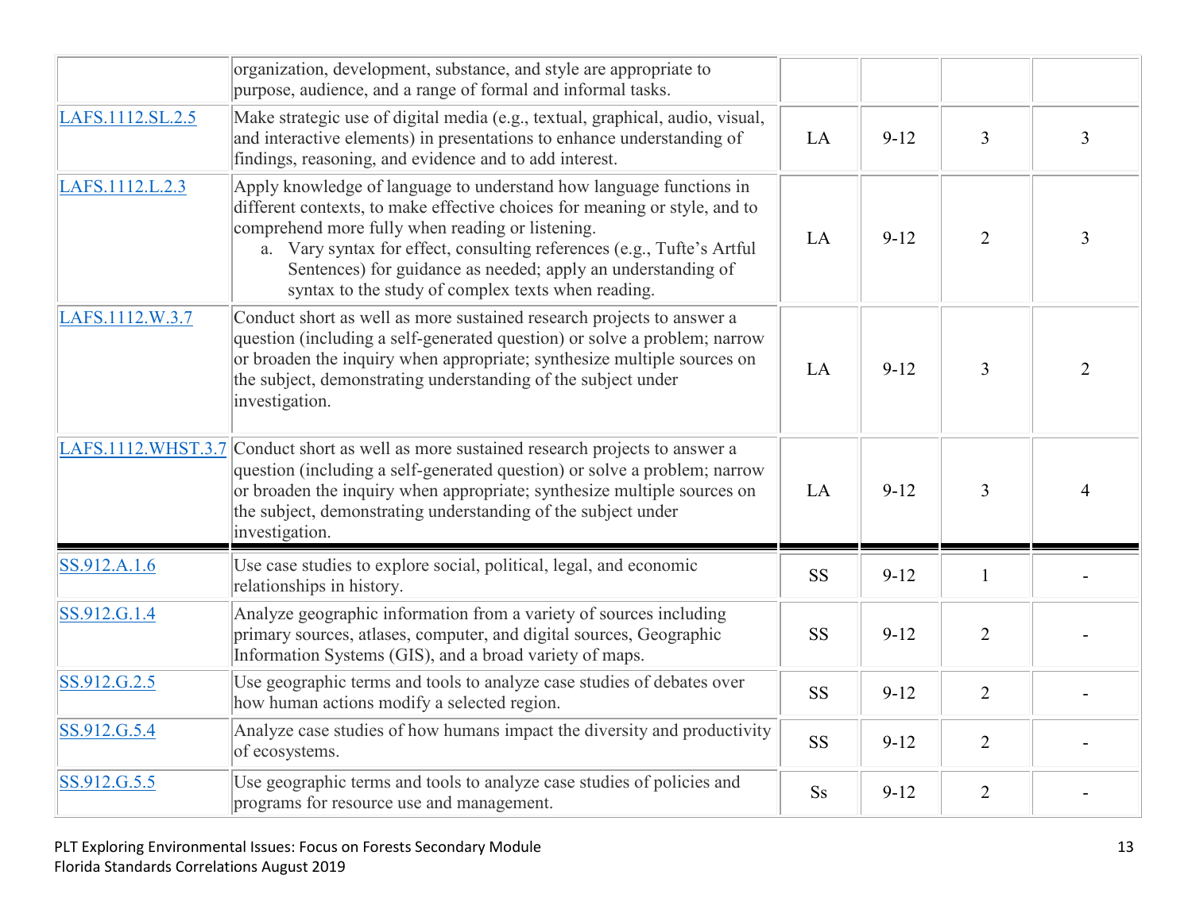| | | | | | |
|---|---|---|---|---|---|
| | organization, development, substance, and style are appropriate to purpose, audience, and a range of formal and informal tasks. | | | | |
| LAFS.1112.SL.2.5 | Make strategic use of digital media (e.g., textual, graphical, audio, visual, and interactive elements) in presentations to enhance understanding of findings, reasoning, and evidence and to add interest. | LA | 9-12 | 3 | 3 |
| LAFS.1112.L.2.3 | Apply knowledge of language to understand how language functions in different contexts, to make effective choices for meaning or style, and to comprehend more fully when reading or listening.<br>a. Vary syntax for effect, consulting references (e.g., Tufte's Artful Sentences) for guidance as needed; apply an understanding of syntax to the study of complex texts when reading. | LA | 9-12 | 2 | 3 |
| LAFS.1112.W.3.7 | Conduct short as well as more sustained research projects to answer a question (including a self-generated question) or solve a problem; narrow or broaden the inquiry when appropriate; synthesize multiple sources on the subject, demonstrating understanding of the subject under investigation. | LA | 9-12 | 3 | 2 |
| LAFS.1112.WHST.3.7 | Conduct short as well as more sustained research projects to answer a question (including a self-generated question) or solve a problem; narrow or broaden the inquiry when appropriate; synthesize multiple sources on the subject, demonstrating understanding of the subject under investigation. | LA | 9-12 | 3 | 4 |
| SS.912.A.1.6 | Use case studies to explore social, political, legal, and economic relationships in history. | SS | 9-12 | 1 | - |
| SS.912.G.1.4 | Analyze geographic information from a variety of sources including primary sources, atlases, computer, and digital sources, Geographic Information Systems (GIS), and a broad variety of maps. | SS | 9-12 | 2 | - |
| SS.912.G.2.5 | Use geographic terms and tools to analyze case studies of debates over how human actions modify a selected region. | SS | 9-12 | 2 | - |
| SS.912.G.5.4 | Analyze case studies of how humans impact the diversity and productivity of ecosystems. | SS | 9-12 | 2 | - |
| SS.912.G.5.5 | Use geographic terms and tools to analyze case studies of policies and programs for resource use and management. | Ss | 9-12 | 2 | - |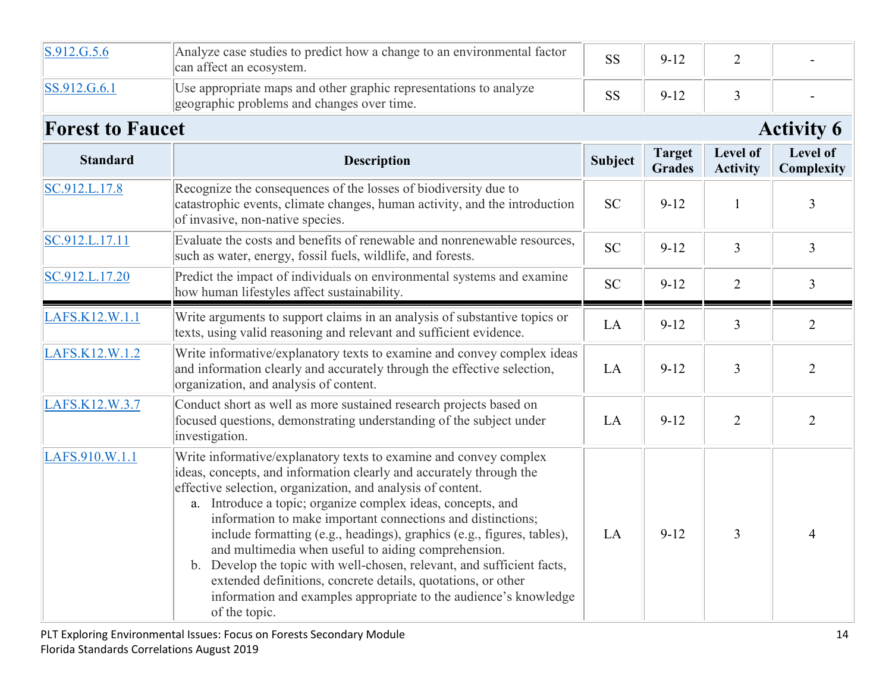| | | | | | |
|---|---|---|---|---|---|
| S.912.G.5.6 | Analyze case studies to predict how a change to an environmental factor can affect an ecosystem. | SS | 9-12 | 2 | - |
| SS.912.G.6.1 | Use appropriate maps and other graphic representations to analyze geographic problems and changes over time. | SS | 9-12 | 3 | - |

## Forest to Faucet — Activity 6

| Standard | Description | Subject | Target Grades | Level of Activity | Level of Complexity |
|---|---|---|---|---|---|
| SC.912.L.17.8 | Recognize the consequences of the losses of biodiversity due to catastrophic events, climate changes, human activity, and the introduction of invasive, non-native species. | SC | 9-12 | 1 | 3 |
| SC.912.L.17.11 | Evaluate the costs and benefits of renewable and nonrenewable resources, such as water, energy, fossil fuels, wildlife, and forests. | SC | 9-12 | 3 | 3 |
| SC.912.L.17.20 | Predict the impact of individuals on environmental systems and examine how human lifestyles affect sustainability. | SC | 9-12 | 2 | 3 |
| LAFS.K12.W.1.1 | Write arguments to support claims in an analysis of substantive topics or texts, using valid reasoning and relevant and sufficient evidence. | LA | 9-12 | 3 | 2 |
| LAFS.K12.W.1.2 | Write informative/explanatory texts to examine and convey complex ideas and information clearly and accurately through the effective selection, organization, and analysis of content. | LA | 9-12 | 3 | 2 |
| LAFS.K12.W.3.7 | Conduct short as well as more sustained research projects based on focused questions, demonstrating understanding of the subject under investigation. | LA | 9-12 | 2 | 2 |
| LAFS.910.W.1.1 | Write informative/explanatory texts to examine and convey complex ideas, concepts, and information clearly and accurately through the effective selection, organization, and analysis of content. a. Introduce a topic; organize complex ideas, concepts, and information to make important connections and distinctions; include formatting (e.g., headings), graphics (e.g., figures, tables), and multimedia when useful to aiding comprehension. b. Develop the topic with well-chosen, relevant, and sufficient facts, extended definitions, concrete details, quotations, or other information and examples appropriate to the audience's knowledge of the topic. | LA | 9-12 | 3 | 4 |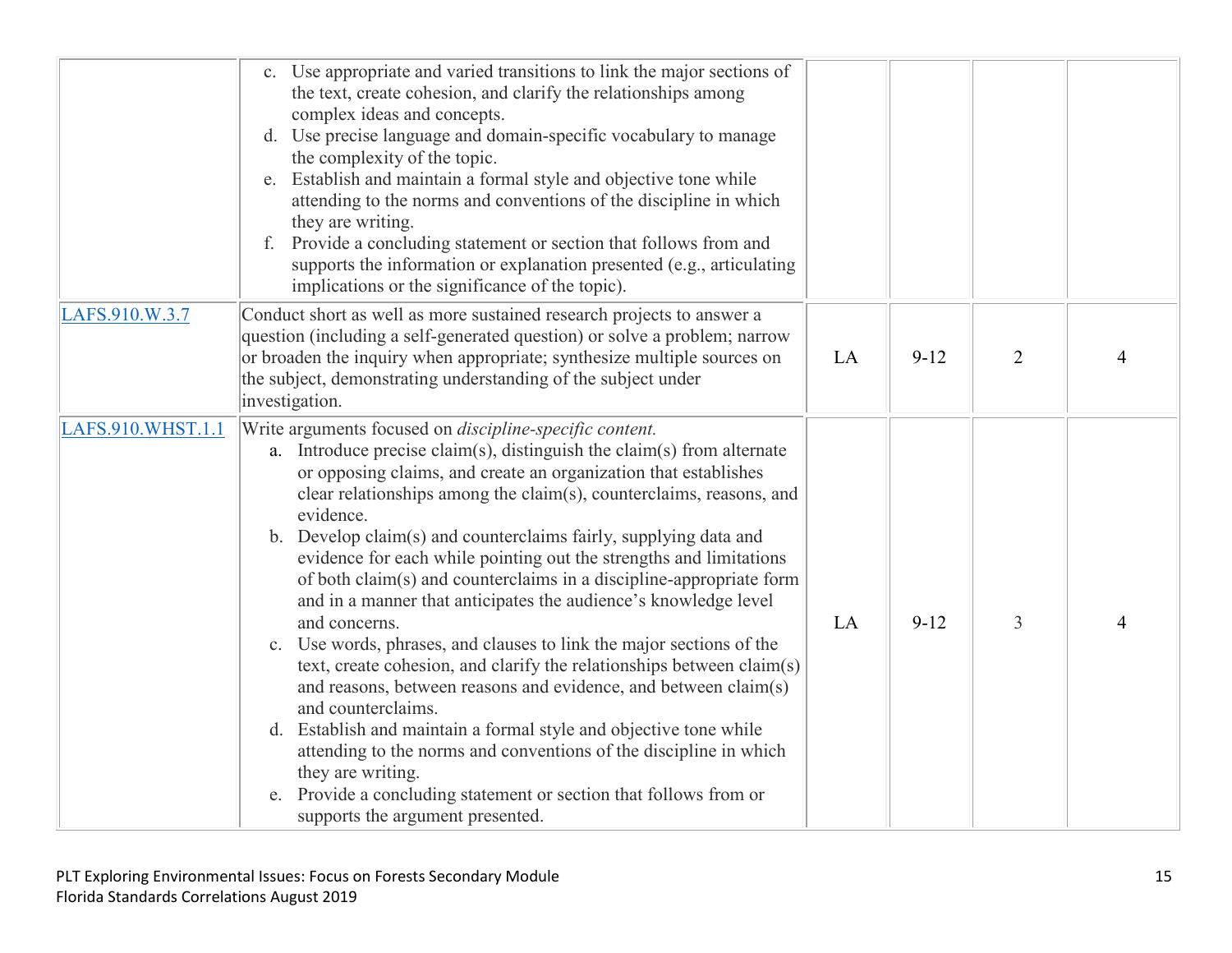| | | | | | |
|---|---|---|---|---|---|
| | c. Use appropriate and varied transitions to link the major sections of the text, create cohesion, and clarify the relationships among complex ideas and concepts.<br>d. Use precise language and domain-specific vocabulary to manage the complexity of the topic.<br>e. Establish and maintain a formal style and objective tone while attending to the norms and conventions of the discipline in which they are writing.<br>f. Provide a concluding statement or section that follows from and supports the information or explanation presented (e.g., articulating implications or the significance of the topic). | | | | |
| LAFS.910.W.3.7 | Conduct short as well as more sustained research projects to answer a question (including a self-generated question) or solve a problem; narrow or broaden the inquiry when appropriate; synthesize multiple sources on the subject, demonstrating understanding of the subject under investigation. | LA | 9-12 | 2 | 4 |
| LAFS.910.WHST.1.1 | Write arguments focused on *discipline-specific content.*<br>a. Introduce precise claim(s), distinguish the claim(s) from alternate or opposing claims, and create an organization that establishes clear relationships among the claim(s), counterclaims, reasons, and evidence.<br>b. Develop claim(s) and counterclaims fairly, supplying data and evidence for each while pointing out the strengths and limitations of both claim(s) and counterclaims in a discipline-appropriate form and in a manner that anticipates the audience's knowledge level and concerns.<br>c. Use words, phrases, and clauses to link the major sections of the text, create cohesion, and clarify the relationships between claim(s) and reasons, between reasons and evidence, and between claim(s) and counterclaims.<br>d. Establish and maintain a formal style and objective tone while attending to the norms and conventions of the discipline in which they are writing.<br>e. Provide a concluding statement or section that follows from or supports the argument presented. | LA | 9-12 | 3 | 4 |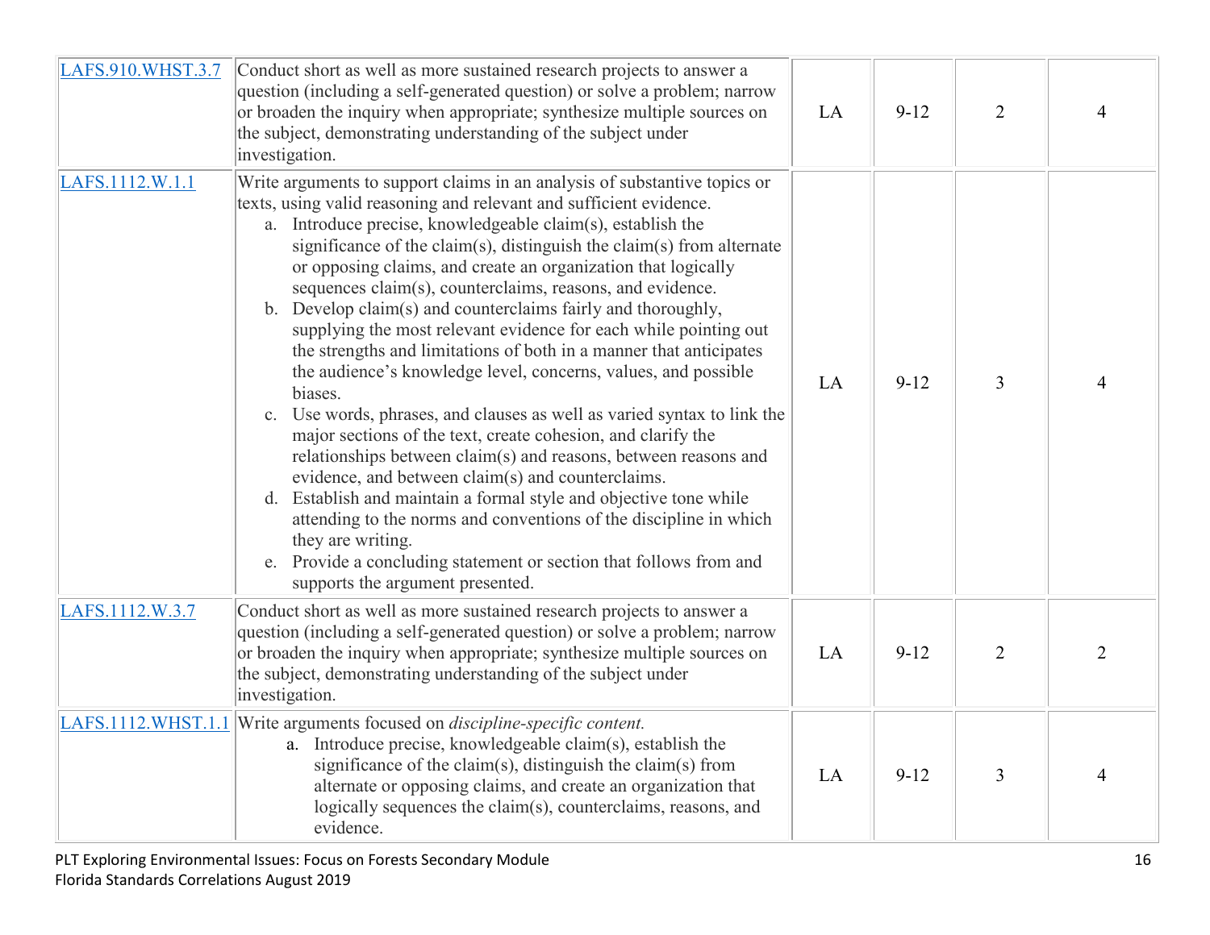| | | | | | |
|---|---|---|---|---|---|
| LAFS.910.WHST.3.7 | Conduct short as well as more sustained research projects to answer a question (including a self-generated question) or solve a problem; narrow or broaden the inquiry when appropriate; synthesize multiple sources on the subject, demonstrating understanding of the subject under investigation. | LA | 9-12 | 2 | 4 |
| LAFS.1112.W.1.1 | Write arguments to support claims in an analysis of substantive topics or texts, using valid reasoning and relevant and sufficient evidence.<br>a. Introduce precise, knowledgeable claim(s), establish the significance of the claim(s), distinguish the claim(s) from alternate or opposing claims, and create an organization that logically sequences claim(s), counterclaims, reasons, and evidence.<br>b. Develop claim(s) and counterclaims fairly and thoroughly, supplying the most relevant evidence for each while pointing out the strengths and limitations of both in a manner that anticipates the audience's knowledge level, concerns, values, and possible biases.<br>c. Use words, phrases, and clauses as well as varied syntax to link the major sections of the text, create cohesion, and clarify the relationships between claim(s) and reasons, between reasons and evidence, and between claim(s) and counterclaims.<br>d. Establish and maintain a formal style and objective tone while attending to the norms and conventions of the discipline in which they are writing.<br>e. Provide a concluding statement or section that follows from and supports the argument presented. | LA | 9-12 | 3 | 4 |
| LAFS.1112.W.3.7 | Conduct short as well as more sustained research projects to answer a question (including a self-generated question) or solve a problem; narrow or broaden the inquiry when appropriate; synthesize multiple sources on the subject, demonstrating understanding of the subject under investigation. | LA | 9-12 | 2 | 2 |
| LAFS.1112.WHST.1.1 | Write arguments focused on *discipline-specific content.*<br>a. Introduce precise, knowledgeable claim(s), establish the significance of the claim(s), distinguish the claim(s) from alternate or opposing claims, and create an organization that logically sequences the claim(s), counterclaims, reasons, and evidence. | LA | 9-12 | 3 | 4 |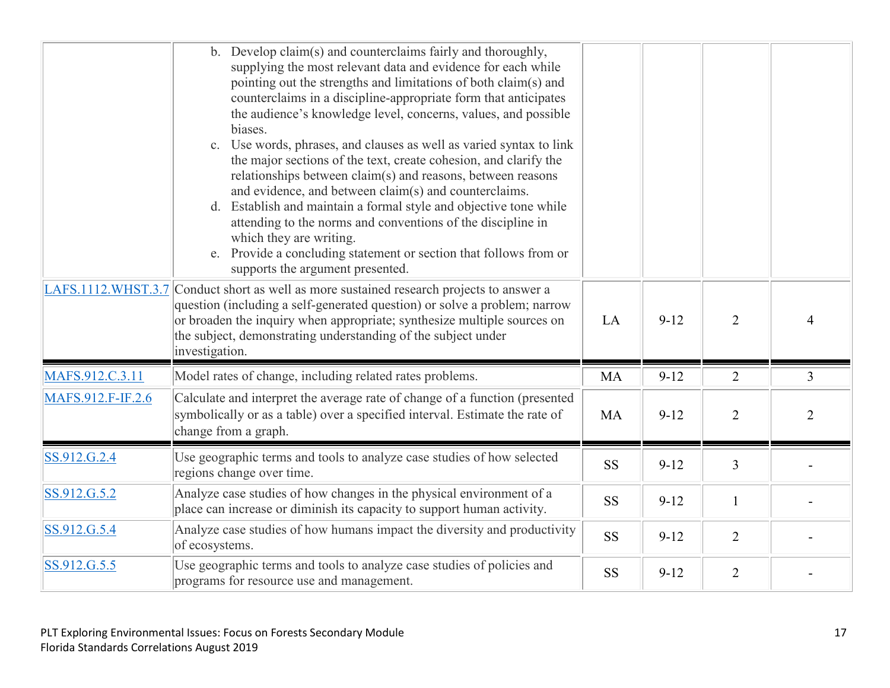| | | | | | |
|---|---|---|---|---|---|
| | b. Develop claim(s) and counterclaims fairly and thoroughly, supplying the most relevant data and evidence for each while pointing out the strengths and limitations of both claim(s) and counterclaims in a discipline-appropriate form that anticipates the audience's knowledge level, concerns, values, and possible biases.<br>c. Use words, phrases, and clauses as well as varied syntax to link the major sections of the text, create cohesion, and clarify the relationships between claim(s) and reasons, between reasons and evidence, and between claim(s) and counterclaims.<br>d. Establish and maintain a formal style and objective tone while attending to the norms and conventions of the discipline in which they are writing.<br>e. Provide a concluding statement or section that follows from or supports the argument presented. | | | | |
| LAFS.1112.WHST.3.7 | Conduct short as well as more sustained research projects to answer a question (including a self-generated question) or solve a problem; narrow or broaden the inquiry when appropriate; synthesize multiple sources on the subject, demonstrating understanding of the subject under investigation. | LA | 9-12 | 2 | 4 |
| MAFS.912.C.3.11 | Model rates of change, including related rates problems. | MA | 9-12 | 2 | 3 |
| MAFS.912.F-IF.2.6 | Calculate and interpret the average rate of change of a function (presented symbolically or as a table) over a specified interval. Estimate the rate of change from a graph. | MA | 9-12 | 2 | 2 |
| SS.912.G.2.4 | Use geographic terms and tools to analyze case studies of how selected regions change over time. | SS | 9-12 | 3 | - |
| SS.912.G.5.2 | Analyze case studies of how changes in the physical environment of a place can increase or diminish its capacity to support human activity. | SS | 9-12 | 1 | - |
| SS.912.G.5.4 | Analyze case studies of how humans impact the diversity and productivity of ecosystems. | SS | 9-12 | 2 | - |
| SS.912.G.5.5 | Use geographic terms and tools to analyze case studies of policies and programs for resource use and management. | SS | 9-12 | 2 | - |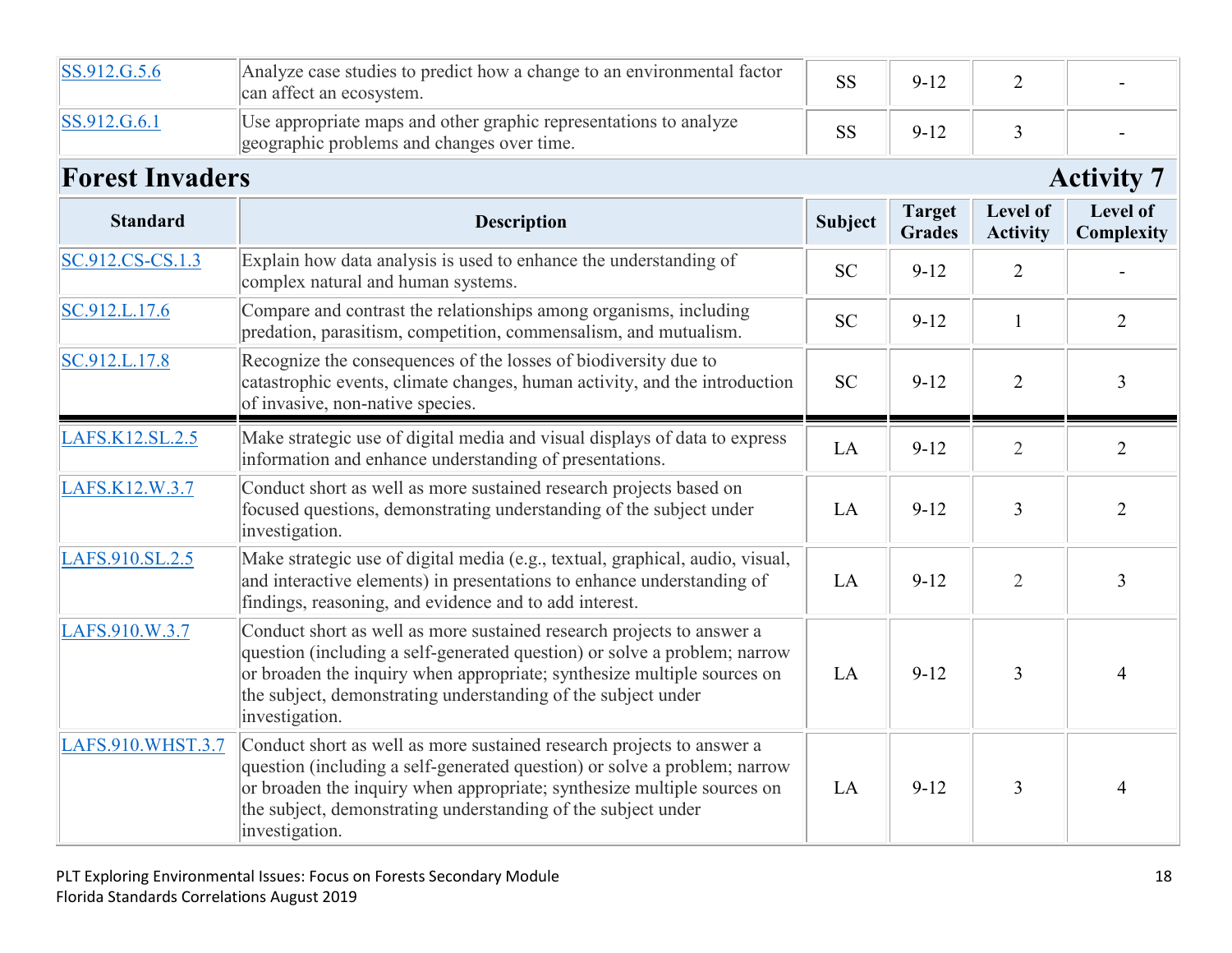| | | | | | |
|---|---|---|---|---|---|
| SS.912.G.5.6 | Analyze case studies to predict how a change to an environmental factor can affect an ecosystem. | SS | 9-12 | 2 | - |
| SS.912.G.6.1 | Use appropriate maps and other graphic representations to analyze geographic problems and changes over time. | SS | 9-12 | 3 | - |

## Forest Invaders — Activity 7

| Standard | Description | Subject | Target Grades | Level of Activity | Level of Complexity |
|---|---|---|---|---|---|
| SC.912.CS-CS.1.3 | Explain how data analysis is used to enhance the understanding of complex natural and human systems. | SC | 9-12 | 2 | - |
| SC.912.L.17.6 | Compare and contrast the relationships among organisms, including predation, parasitism, competition, commensalism, and mutualism. | SC | 9-12 | 1 | 2 |
| SC.912.L.17.8 | Recognize the consequences of the losses of biodiversity due to catastrophic events, climate changes, human activity, and the introduction of invasive, non-native species. | SC | 9-12 | 2 | 3 |
| LAFS.K12.SL.2.5 | Make strategic use of digital media and visual displays of data to express information and enhance understanding of presentations. | LA | 9-12 | 2 | 2 |
| LAFS.K12.W.3.7 | Conduct short as well as more sustained research projects based on focused questions, demonstrating understanding of the subject under investigation. | LA | 9-12 | 3 | 2 |
| LAFS.910.SL.2.5 | Make strategic use of digital media (e.g., textual, graphical, audio, visual, and interactive elements) in presentations to enhance understanding of findings, reasoning, and evidence and to add interest. | LA | 9-12 | 2 | 3 |
| LAFS.910.W.3.7 | Conduct short as well as more sustained research projects to answer a question (including a self-generated question) or solve a problem; narrow or broaden the inquiry when appropriate; synthesize multiple sources on the subject, demonstrating understanding of the subject under investigation. | LA | 9-12 | 3 | 4 |
| LAFS.910.WHST.3.7 | Conduct short as well as more sustained research projects to answer a question (including a self-generated question) or solve a problem; narrow or broaden the inquiry when appropriate; synthesize multiple sources on the subject, demonstrating understanding of the subject under investigation. | LA | 9-12 | 3 | 4 |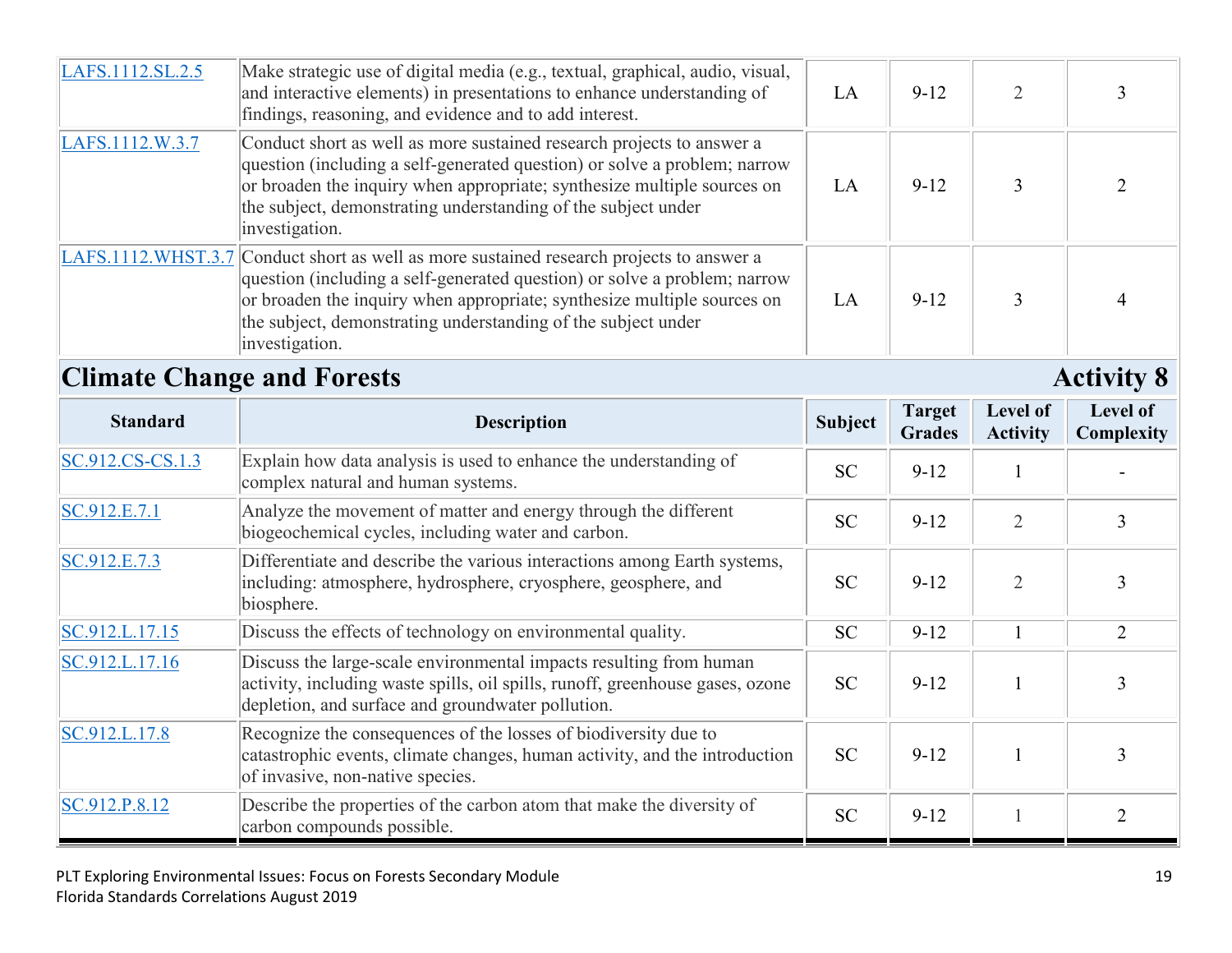| | | | | | |
|---|---|---|---|---|---|
| LAFS.1112.SL.2.5 | Make strategic use of digital media (e.g., textual, graphical, audio, visual, and interactive elements) in presentations to enhance understanding of findings, reasoning, and evidence and to add interest. | LA | 9-12 | 2 | 3 |
| LAFS.1112.W.3.7 | Conduct short as well as more sustained research projects to answer a question (including a self-generated question) or solve a problem; narrow or broaden the inquiry when appropriate; synthesize multiple sources on the subject, demonstrating understanding of the subject under investigation. | LA | 9-12 | 3 | 2 |
| LAFS.1112.WHST.3.7 | Conduct short as well as more sustained research projects to answer a question (including a self-generated question) or solve a problem; narrow or broaden the inquiry when appropriate; synthesize multiple sources on the subject, demonstrating understanding of the subject under investigation. | LA | 9-12 | 3 | 4 |

## Climate Change and Forests — Activity 8

| Standard | Description | Subject | Target Grades | Level of Activity | Level of Complexity |
|---|---|---|---|---|---|
| SC.912.CS-CS.1.3 | Explain how data analysis is used to enhance the understanding of complex natural and human systems. | SC | 9-12 | 1 | - |
| SC.912.E.7.1 | Analyze the movement of matter and energy through the different biogeochemical cycles, including water and carbon. | SC | 9-12 | 2 | 3 |
| SC.912.E.7.3 | Differentiate and describe the various interactions among Earth systems, including: atmosphere, hydrosphere, cryosphere, geosphere, and biosphere. | SC | 9-12 | 2 | 3 |
| SC.912.L.17.15 | Discuss the effects of technology on environmental quality. | SC | 9-12 | 1 | 2 |
| SC.912.L.17.16 | Discuss the large-scale environmental impacts resulting from human activity, including waste spills, oil spills, runoff, greenhouse gases, ozone depletion, and surface and groundwater pollution. | SC | 9-12 | 1 | 3 |
| SC.912.L.17.8 | Recognize the consequences of the losses of biodiversity due to catastrophic events, climate changes, human activity, and the introduction of invasive, non-native species. | SC | 9-12 | 1 | 3 |
| SC.912.P.8.12 | Describe the properties of the carbon atom that make the diversity of carbon compounds possible. | SC | 9-12 | 1 | 2 |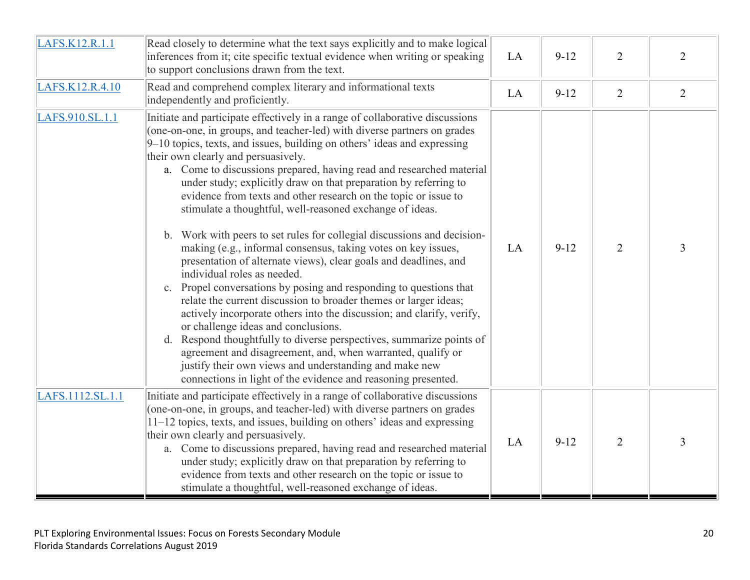| | | | | | |
|---|---|---|---|---|---|
| LAFS.K12.R.1.1 | Read closely to determine what the text says explicitly and to make logical inferences from it; cite specific textual evidence when writing or speaking to support conclusions drawn from the text. | LA | 9-12 | 2 | 2 |
| LAFS.K12.R.4.10 | Read and comprehend complex literary and informational texts independently and proficiently. | LA | 9-12 | 2 | 2 |
| LAFS.910.SL.1.1 | Initiate and participate effectively in a range of collaborative discussions (one-on-one, in groups, and teacher-led) with diverse partners on grades 9–10 topics, texts, and issues, building on others' ideas and expressing their own clearly and persuasively.<br>a. Come to discussions prepared, having read and researched material under study; explicitly draw on that preparation by referring to evidence from texts and other research on the topic or issue to stimulate a thoughtful, well-reasoned exchange of ideas.<br>b. Work with peers to set rules for collegial discussions and decision-making (e.g., informal consensus, taking votes on key issues, presentation of alternate views), clear goals and deadlines, and individual roles as needed.<br>c. Propel conversations by posing and responding to questions that relate the current discussion to broader themes or larger ideas; actively incorporate others into the discussion; and clarify, verify, or challenge ideas and conclusions.<br>d. Respond thoughtfully to diverse perspectives, summarize points of agreement and disagreement, and, when warranted, qualify or justify their own views and understanding and make new connections in light of the evidence and reasoning presented. | LA | 9-12 | 2 | 3 |
| LAFS.1112.SL.1.1 | Initiate and participate effectively in a range of collaborative discussions (one-on-one, in groups, and teacher-led) with diverse partners on grades 11–12 topics, texts, and issues, building on others' ideas and expressing their own clearly and persuasively.<br>a. Come to discussions prepared, having read and researched material under study; explicitly draw on that preparation by referring to evidence from texts and other research on the topic or issue to stimulate a thoughtful, well-reasoned exchange of ideas. | LA | 9-12 | 2 | 3 |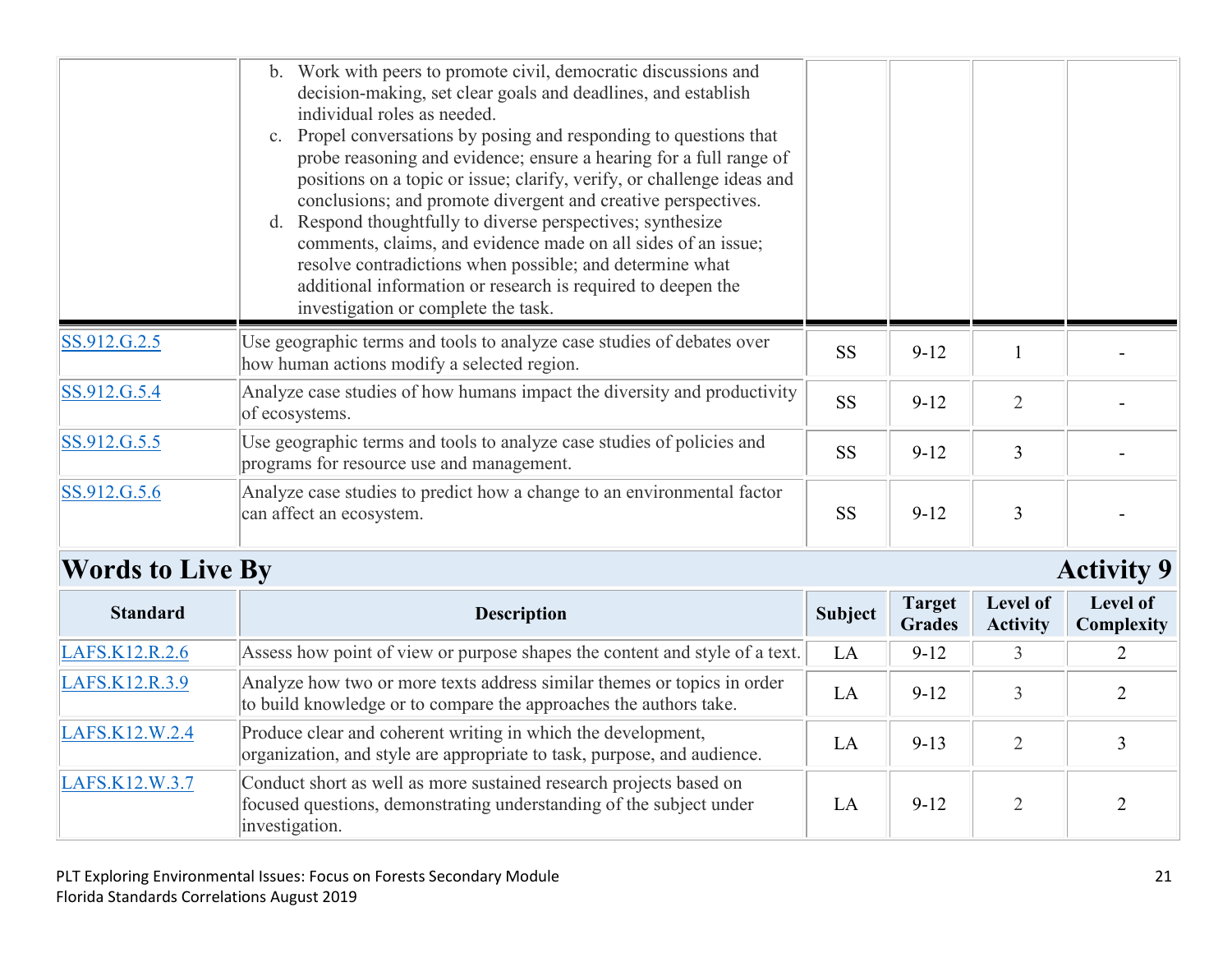| | | | | | |
|---|---|---|---|---|---|
| | b. Work with peers to promote civil, democratic discussions and decision-making, set clear goals and deadlines, and establish individual roles as needed.<br>c. Propel conversations by posing and responding to questions that probe reasoning and evidence; ensure a hearing for a full range of positions on a topic or issue; clarify, verify, or challenge ideas and conclusions; and promote divergent and creative perspectives.<br>d. Respond thoughtfully to diverse perspectives; synthesize comments, claims, and evidence made on all sides of an issue; resolve contradictions when possible; and determine what additional information or research is required to deepen the investigation or complete the task. | | | | |
| SS.912.G.2.5 | Use geographic terms and tools to analyze case studies of debates over how human actions modify a selected region. | SS | 9-12 | 1 | - |
| SS.912.G.5.4 | Analyze case studies of how humans impact the diversity and productivity of ecosystems. | SS | 9-12 | 2 | - |
| SS.912.G.5.5 | Use geographic terms and tools to analyze case studies of policies and programs for resource use and management. | SS | 9-12 | 3 | - |
| SS.912.G.5.6 | Analyze case studies to predict how a change to an environmental factor can affect an ecosystem. | SS | 9-12 | 3 | - |

## Words to Live By — Activity 9

| Standard | Description | Subject | Target Grades | Level of Activity | Level of Complexity |
|---|---|---|---|---|---|
| LAFS.K12.R.2.6 | Assess how point of view or purpose shapes the content and style of a text. | LA | 9-12 | 3 | 2 |
| LAFS.K12.R.3.9 | Analyze how two or more texts address similar themes or topics in order to build knowledge or to compare the approaches the authors take. | LA | 9-12 | 3 | 2 |
| LAFS.K12.W.2.4 | Produce clear and coherent writing in which the development, organization, and style are appropriate to task, purpose, and audience. | LA | 9-13 | 2 | 3 |
| LAFS.K12.W.3.7 | Conduct short as well as more sustained research projects based on focused questions, demonstrating understanding of the subject under investigation. | LA | 9-12 | 2 | 2 |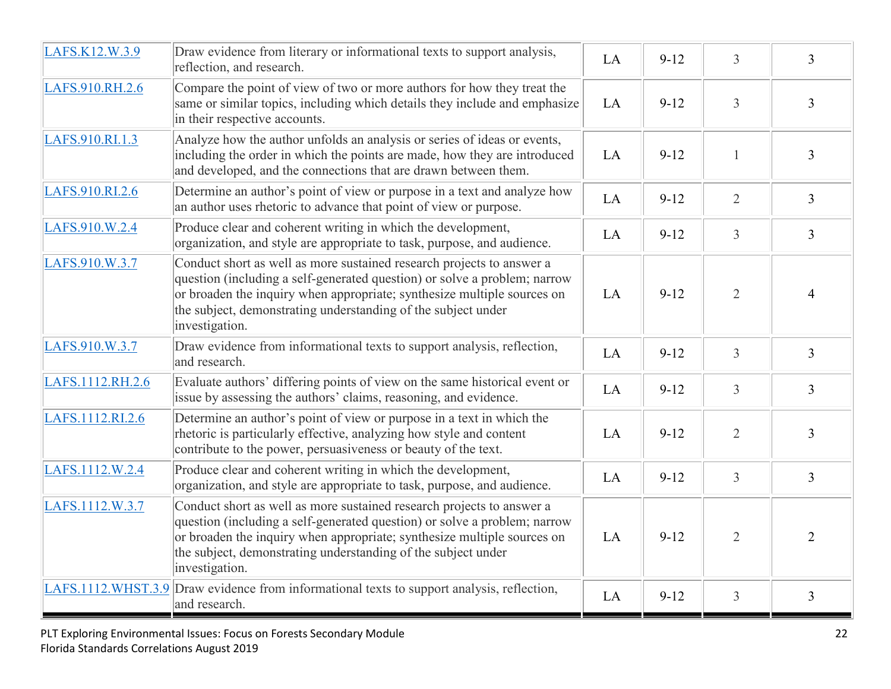| | | | | | |
|---|---|---|---|---|---|
| LAFS.K12.W.3.9 | Draw evidence from literary or informational texts to support analysis, reflection, and research. | LA | 9-12 | 3 | 3 |
| LAFS.910.RH.2.6 | Compare the point of view of two or more authors for how they treat the same or similar topics, including which details they include and emphasize in their respective accounts. | LA | 9-12 | 3 | 3 |
| LAFS.910.RI.1.3 | Analyze how the author unfolds an analysis or series of ideas or events, including the order in which the points are made, how they are introduced and developed, and the connections that are drawn between them. | LA | 9-12 | 1 | 3 |
| LAFS.910.RI.2.6 | Determine an author's point of view or purpose in a text and analyze how an author uses rhetoric to advance that point of view or purpose. | LA | 9-12 | 2 | 3 |
| LAFS.910.W.2.4 | Produce clear and coherent writing in which the development, organization, and style are appropriate to task, purpose, and audience. | LA | 9-12 | 3 | 3 |
| LAFS.910.W.3.7 | Conduct short as well as more sustained research projects to answer a question (including a self-generated question) or solve a problem; narrow or broaden the inquiry when appropriate; synthesize multiple sources on the subject, demonstrating understanding of the subject under investigation. | LA | 9-12 | 2 | 4 |
| LAFS.910.W.3.7 | Draw evidence from informational texts to support analysis, reflection, and research. | LA | 9-12 | 3 | 3 |
| LAFS.1112.RH.2.6 | Evaluate authors' differing points of view on the same historical event or issue by assessing the authors' claims, reasoning, and evidence. | LA | 9-12 | 3 | 3 |
| LAFS.1112.RI.2.6 | Determine an author's point of view or purpose in a text in which the rhetoric is particularly effective, analyzing how style and content contribute to the power, persuasiveness or beauty of the text. | LA | 9-12 | 2 | 3 |
| LAFS.1112.W.2.4 | Produce clear and coherent writing in which the development, organization, and style are appropriate to task, purpose, and audience. | LA | 9-12 | 3 | 3 |
| LAFS.1112.W.3.7 | Conduct short as well as more sustained research projects to answer a question (including a self-generated question) or solve a problem; narrow or broaden the inquiry when appropriate; synthesize multiple sources on the subject, demonstrating understanding of the subject under investigation. | LA | 9-12 | 2 | 2 |
| LAFS.1112.WHST.3.9 | Draw evidence from informational texts to support analysis, reflection, and research. | LA | 9-12 | 3 | 3 |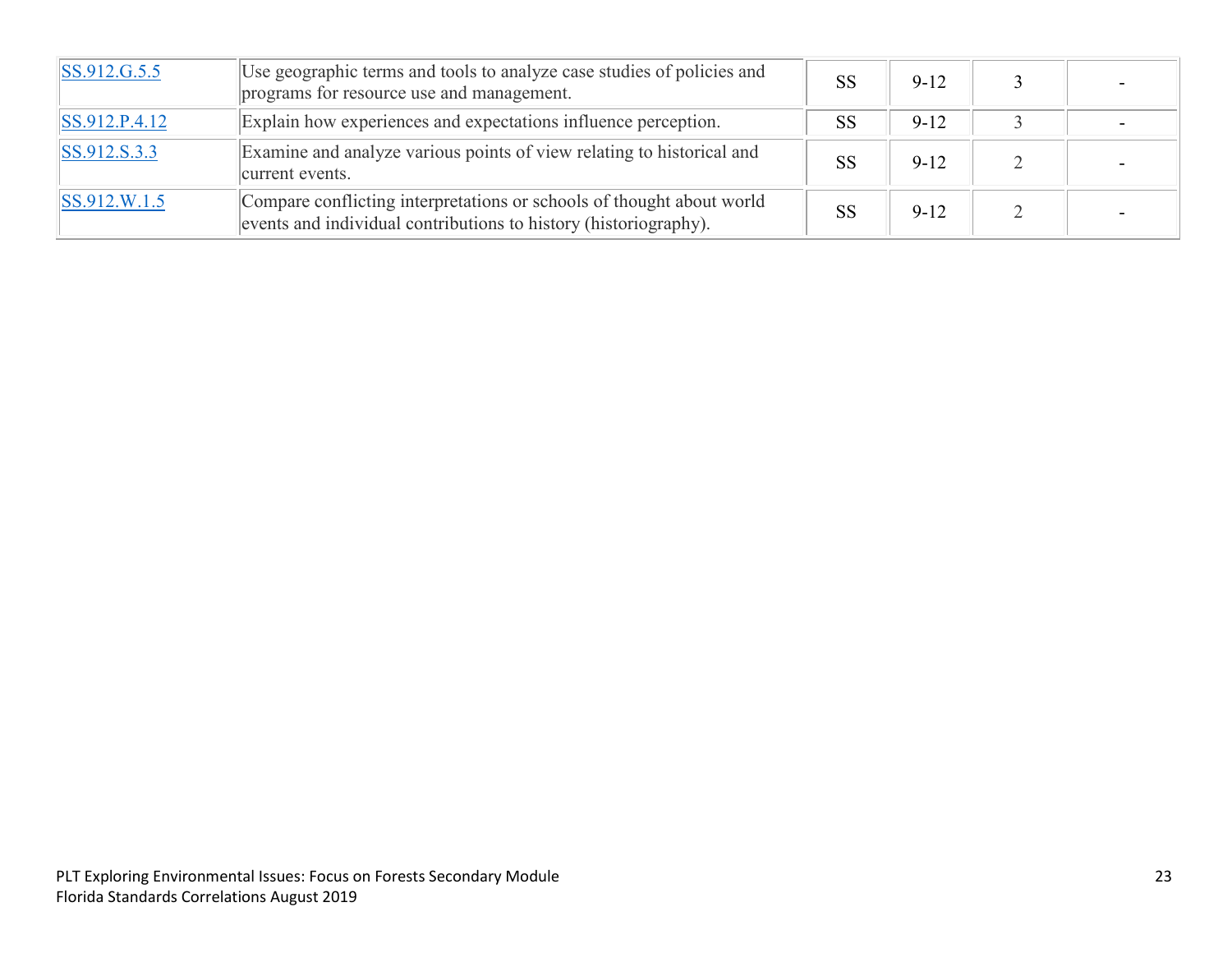| | | | | | |
|---|---|---|---|---|---|
| SS.912.G.5.5 | Use geographic terms and tools to analyze case studies of policies and programs for resource use and management. | SS | 9-12 | 3 | - |
| SS.912.P.4.12 | Explain how experiences and expectations influence perception. | SS | 9-12 | 3 | - |
| SS.912.S.3.3 | Examine and analyze various points of view relating to historical and current events. | SS | 9-12 | 2 | - |
| SS.912.W.1.5 | Compare conflicting interpretations or schools of thought about world events and individual contributions to history (historiography). | SS | 9-12 | 2 | - |